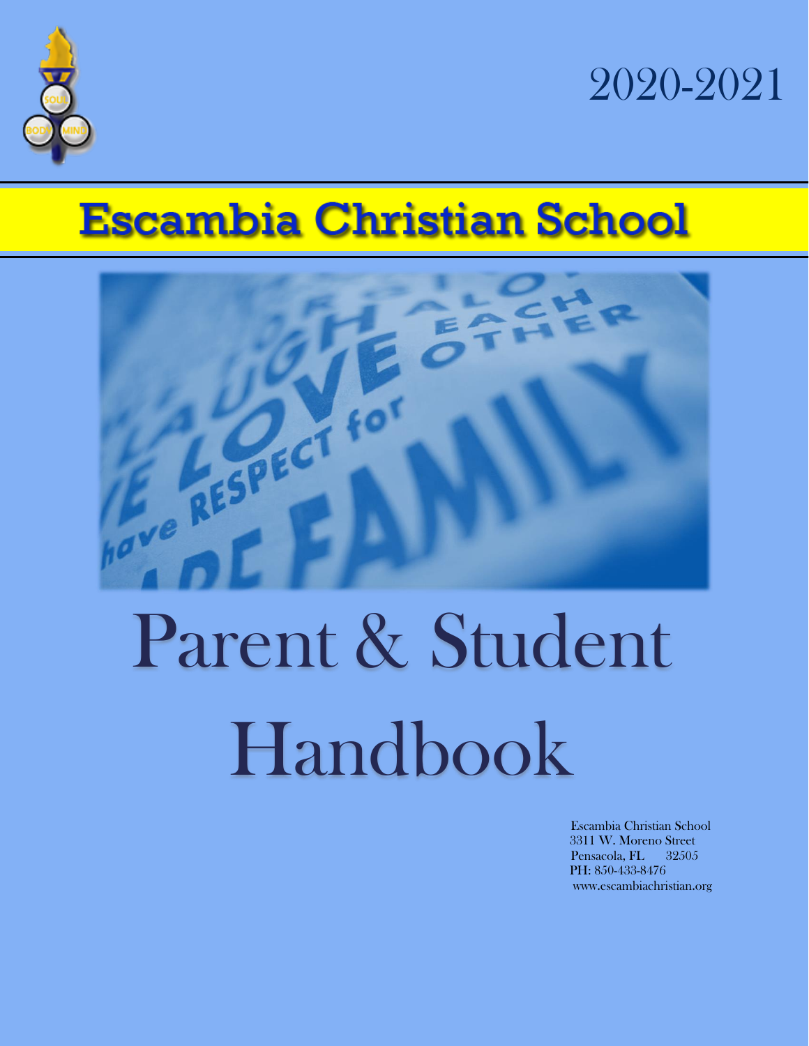2020-2021

# Escambia Christian School

# Parent & Student Handbook

Escambia Christian School
3311 W. Moreno Street
Pensacola, FL 32505
PH: 850-433-8476
www.escambiachristian.org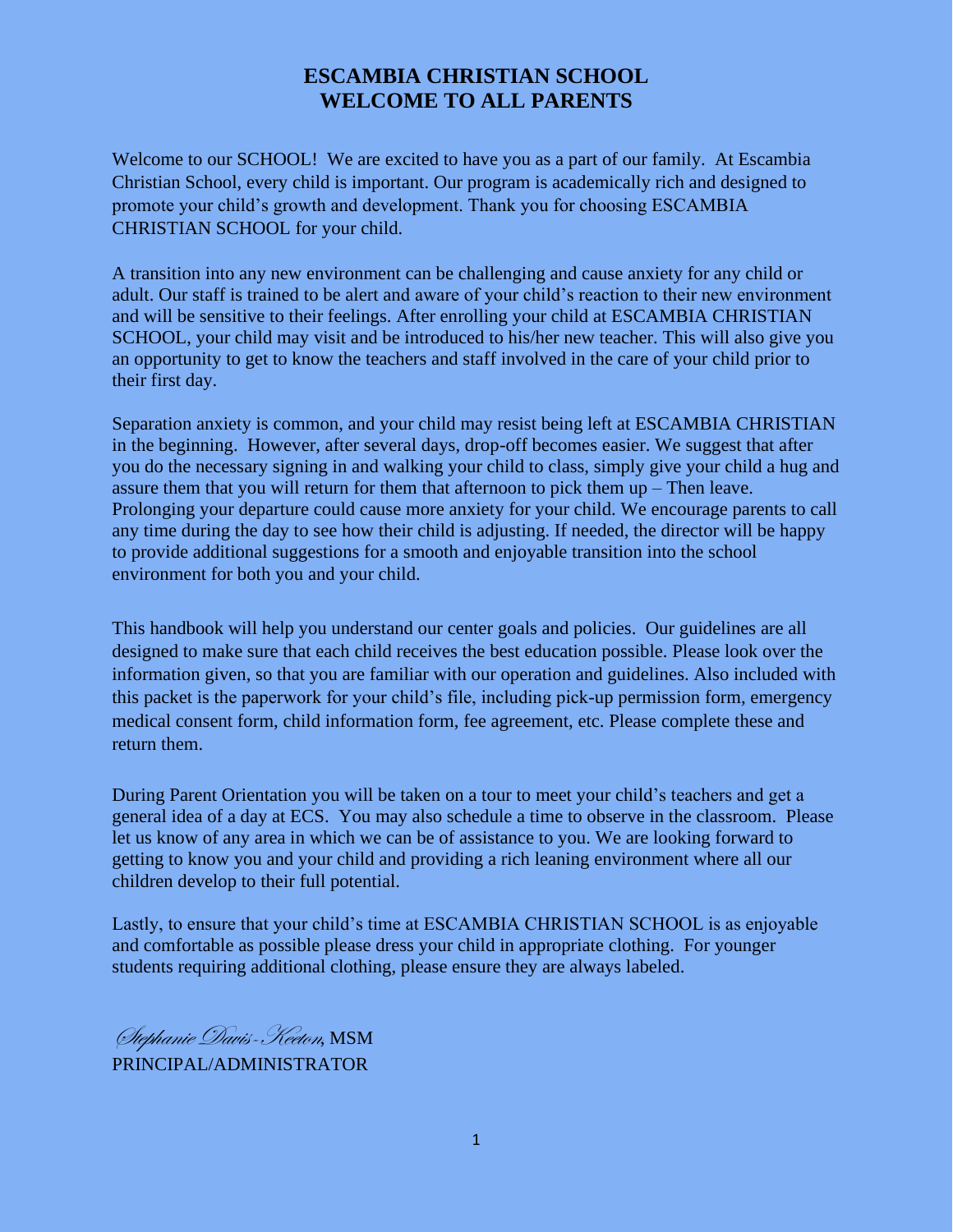# ESCAMBIA CHRISTIAN SCHOOL
## WELCOME TO ALL PARENTS

Welcome to our SCHOOL! We are excited to have you as a part of our family. At Escambia Christian School, every child is important. Our program is academically rich and designed to promote your child's growth and development. Thank you for choosing ESCAMBIA CHRISTIAN SCHOOL for your child.

A transition into any new environment can be challenging and cause anxiety for any child or adult. Our staff is trained to be alert and aware of your child's reaction to their new environment and will be sensitive to their feelings. After enrolling your child at ESCAMBIA CHRISTIAN SCHOOL, your child may visit and be introduced to his/her new teacher. This will also give you an opportunity to get to know the teachers and staff involved in the care of your child prior to their first day.

Separation anxiety is common, and your child may resist being left at ESCAMBIA CHRISTIAN in the beginning. However, after several days, drop-off becomes easier. We suggest that after you do the necessary signing in and walking your child to class, simply give your child a hug and assure them that you will return for them that afternoon to pick them up – Then leave. Prolonging your departure could cause more anxiety for your child. We encourage parents to call any time during the day to see how their child is adjusting. If needed, the director will be happy to provide additional suggestions for a smooth and enjoyable transition into the school environment for both you and your child.

This handbook will help you understand our center goals and policies. Our guidelines are all designed to make sure that each child receives the best education possible. Please look over the information given, so that you are familiar with our operation and guidelines. Also included with this packet is the paperwork for your child's file, including pick-up permission form, emergency medical consent form, child information form, fee agreement, etc. Please complete these and return them.

During Parent Orientation you will be taken on a tour to meet your child's teachers and get a general idea of a day at ECS. You may also schedule a time to observe in the classroom. Please let us know of any area in which we can be of assistance to you. We are looking forward to getting to know you and your child and providing a rich leaning environment where all our children develop to their full potential.

Lastly, to ensure that your child's time at ESCAMBIA CHRISTIAN SCHOOL is as enjoyable and comfortable as possible please dress your child in appropriate clothing. For younger students requiring additional clothing, please ensure they are always labeled.

*Stephanie Davis-Keeton*, MSM
PRINCIPAL/ADMINISTRATOR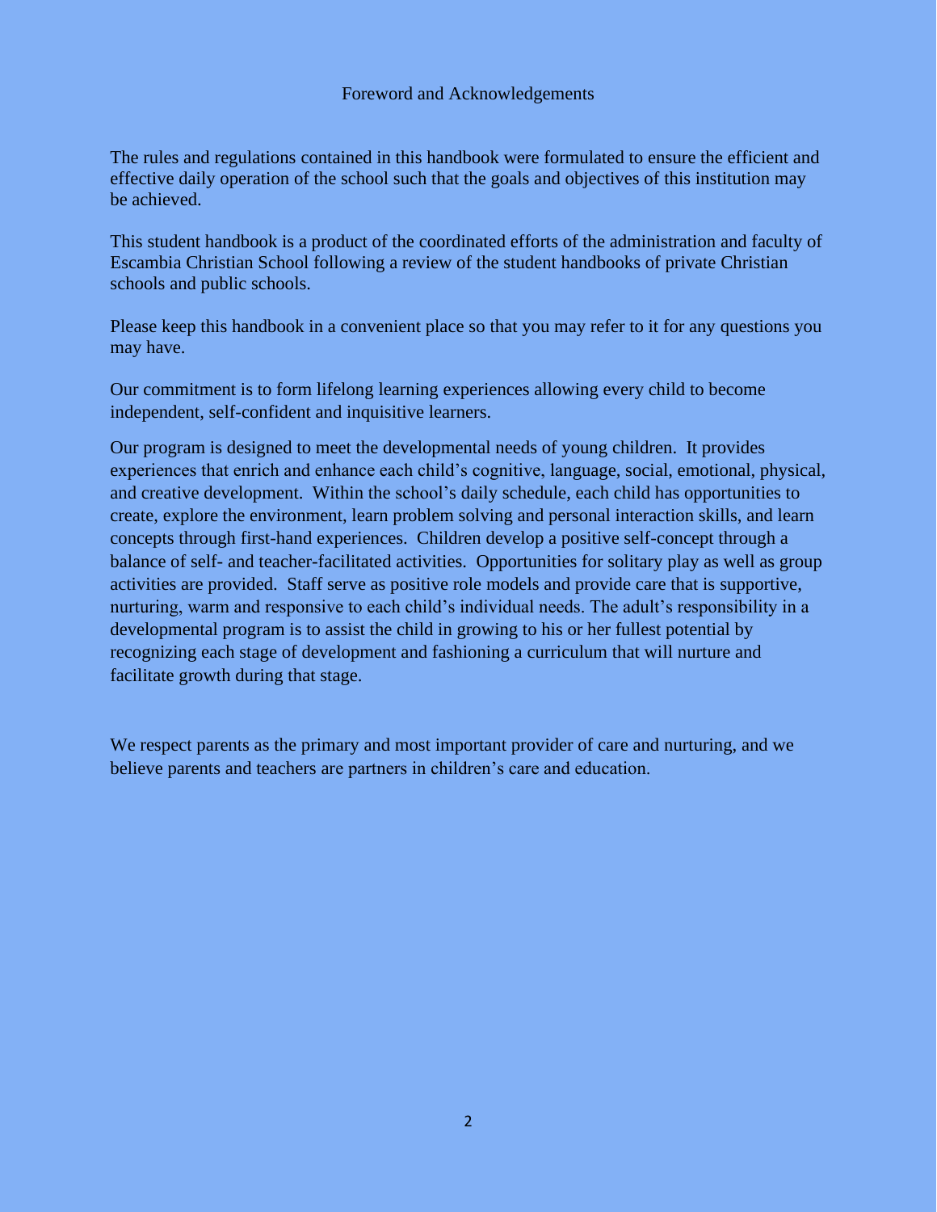# Foreword and Acknowledgements

The rules and regulations contained in this handbook were formulated to ensure the efficient and effective daily operation of the school such that the goals and objectives of this institution may be achieved.

This student handbook is a product of the coordinated efforts of the administration and faculty of Escambia Christian School following a review of the student handbooks of private Christian schools and public schools.

Please keep this handbook in a convenient place so that you may refer to it for any questions you may have.

Our commitment is to form lifelong learning experiences allowing every child to become independent, self-confident and inquisitive learners.

Our program is designed to meet the developmental needs of young children. It provides experiences that enrich and enhance each child's cognitive, language, social, emotional, physical, and creative development. Within the school's daily schedule, each child has opportunities to create, explore the environment, learn problem solving and personal interaction skills, and learn concepts through first-hand experiences. Children develop a positive self-concept through a balance of self- and teacher-facilitated activities. Opportunities for solitary play as well as group activities are provided. Staff serve as positive role models and provide care that is supportive, nurturing, warm and responsive to each child's individual needs. The adult's responsibility in a developmental program is to assist the child in growing to his or her fullest potential by recognizing each stage of development and fashioning a curriculum that will nurture and facilitate growth during that stage.

We respect parents as the primary and most important provider of care and nurturing, and we believe parents and teachers are partners in children's care and education.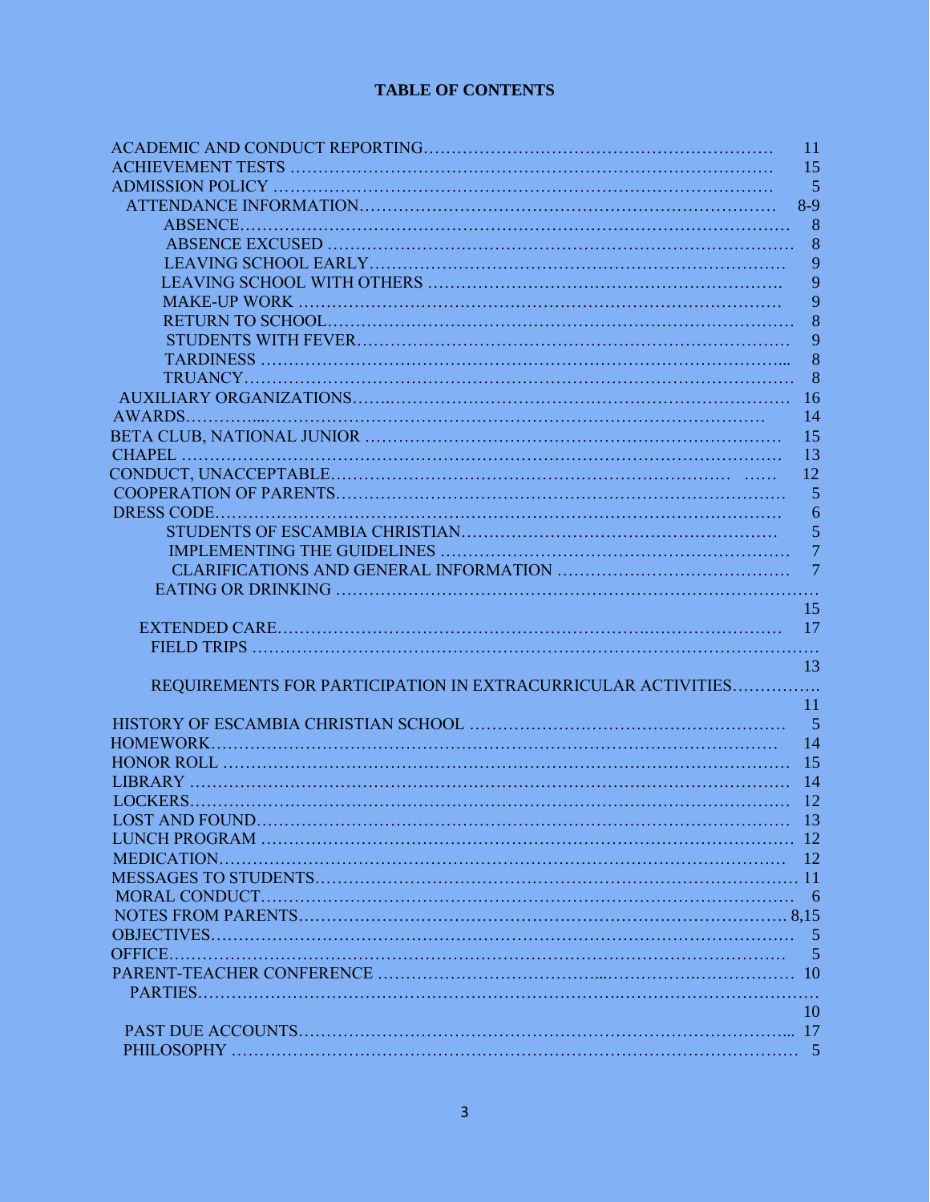**TABLE OF CONTENTS**

| Section | Page |
|---|---|
| ACADEMIC AND CONDUCT REPORTING | 11 |
| ACHIEVEMENT TESTS | 15 |
| ADMISSION POLICY | 5 |
| ATTENDANCE INFORMATION | 8-9 |
| ABSENCE | 8 |
| ABSENCE EXCUSED | 8 |
| LEAVING SCHOOL EARLY | 9 |
| LEAVING SCHOOL WITH OTHERS | 9 |
| MAKE-UP WORK | 9 |
| RETURN TO SCHOOL | 8 |
| STUDENTS WITH FEVER | 9 |
| TARDINESS | 8 |
| TRUANCY | 8 |
| AUXILIARY ORGANIZATIONS | 16 |
| AWARDS | 14 |
| BETA CLUB, NATIONAL JUNIOR | 15 |
| CHAPEL | 13 |
| CONDUCT, UNACCEPTABLE | 12 |
| COOPERATION OF PARENTS | 5 |
| DRESS CODE | 6 |
| STUDENTS OF ESCAMBIA CHRISTIAN | 5 |
| IMPLEMENTING THE GUIDELINES | 7 |
| CLARIFICATIONS AND GENERAL INFORMATION | 7 |
| EATING OR DRINKING | 15 |
| EXTENDED CARE | 17 |
| FIELD TRIPS | 13 |
| REQUIREMENTS FOR PARTICIPATION IN EXTRACURRICULAR ACTIVITIES | 11 |
| HISTORY OF ESCAMBIA CHRISTIAN SCHOOL | 5 |
| HOMEWORK | 14 |
| HONOR ROLL | 15 |
| LIBRARY | 14 |
| LOCKERS | 12 |
| LOST AND FOUND | 13 |
| LUNCH PROGRAM | 12 |
| MEDICATION | 12 |
| MESSAGES TO STUDENTS | 11 |
| MORAL CONDUCT | 6 |
| NOTES FROM PARENTS | 8,15 |
| OBJECTIVES | 5 |
| OFFICE | 5 |
| PARENT-TEACHER CONFERENCE | 10 |
| PARTIES | 10 |
| PAST DUE ACCOUNTS | 17 |
| PHILOSOPHY | 5 |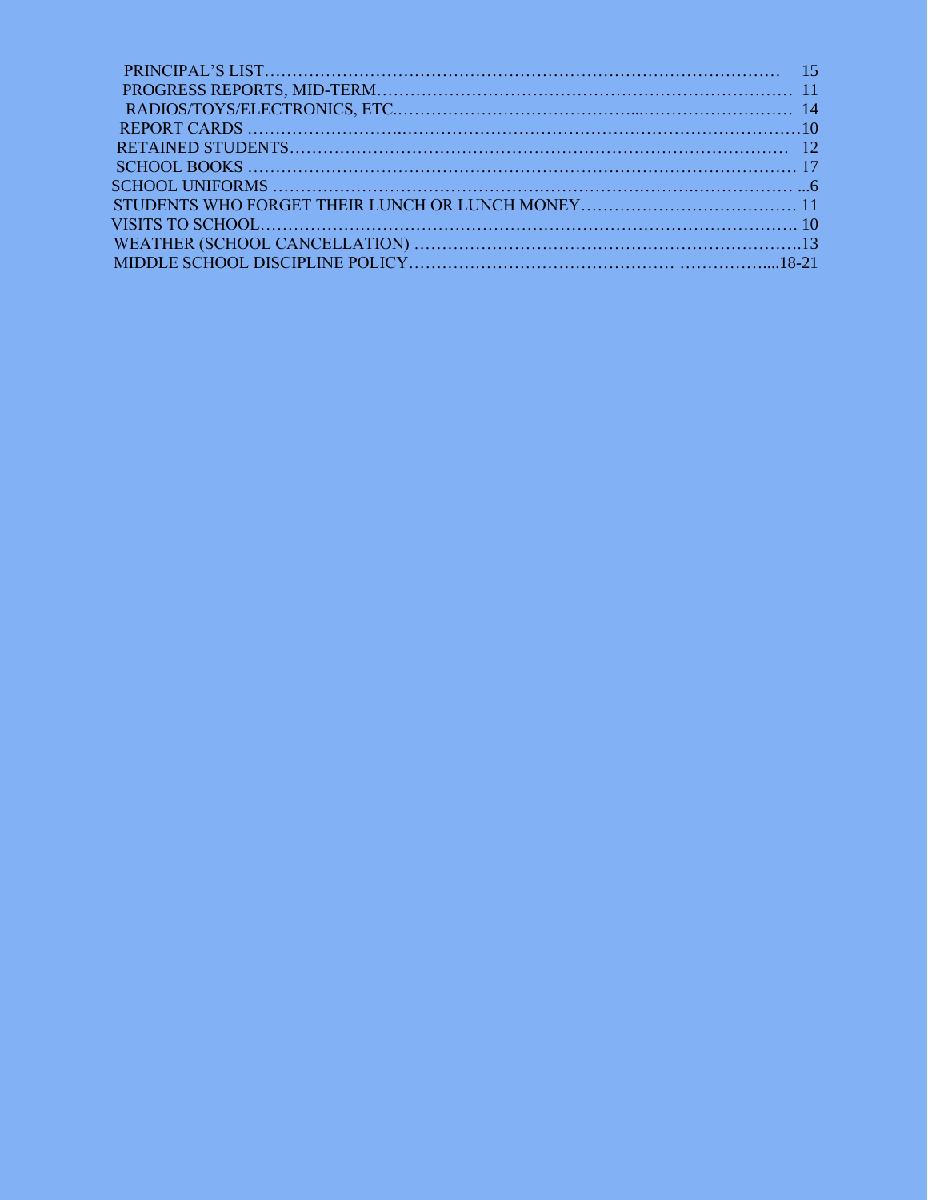PRINCIPAL'S LIST…………………………………………………………….………………… 15
PROGRESS REPORTS, MID-TERM………………………………………………………………… 11
RADIOS/TOYS/ELECTRONICS, ETC.…………………………………....……………………… 14
REPORT CARDS ………………………..……………………………………………………………10
RETAINED STUDENTS………………………………………………………………………… 12
SCHOOL BOOKS ……………………………………………………………………………………… 17
SCHOOL UNIFORMS ……………………………………………………………….……………… ...6
STUDENTS WHO FORGET THEIR LUNCH OR LUNCH MONEY………………………………… 11
VISITS TO SCHOOL………………………………………………………………………………. 10
WEATHER (SCHOOL CANCELLATION) ……………………………….…………………………13
MIDDLE SCHOOL DISCIPLINE POLICY………………………………………. ……………....18-21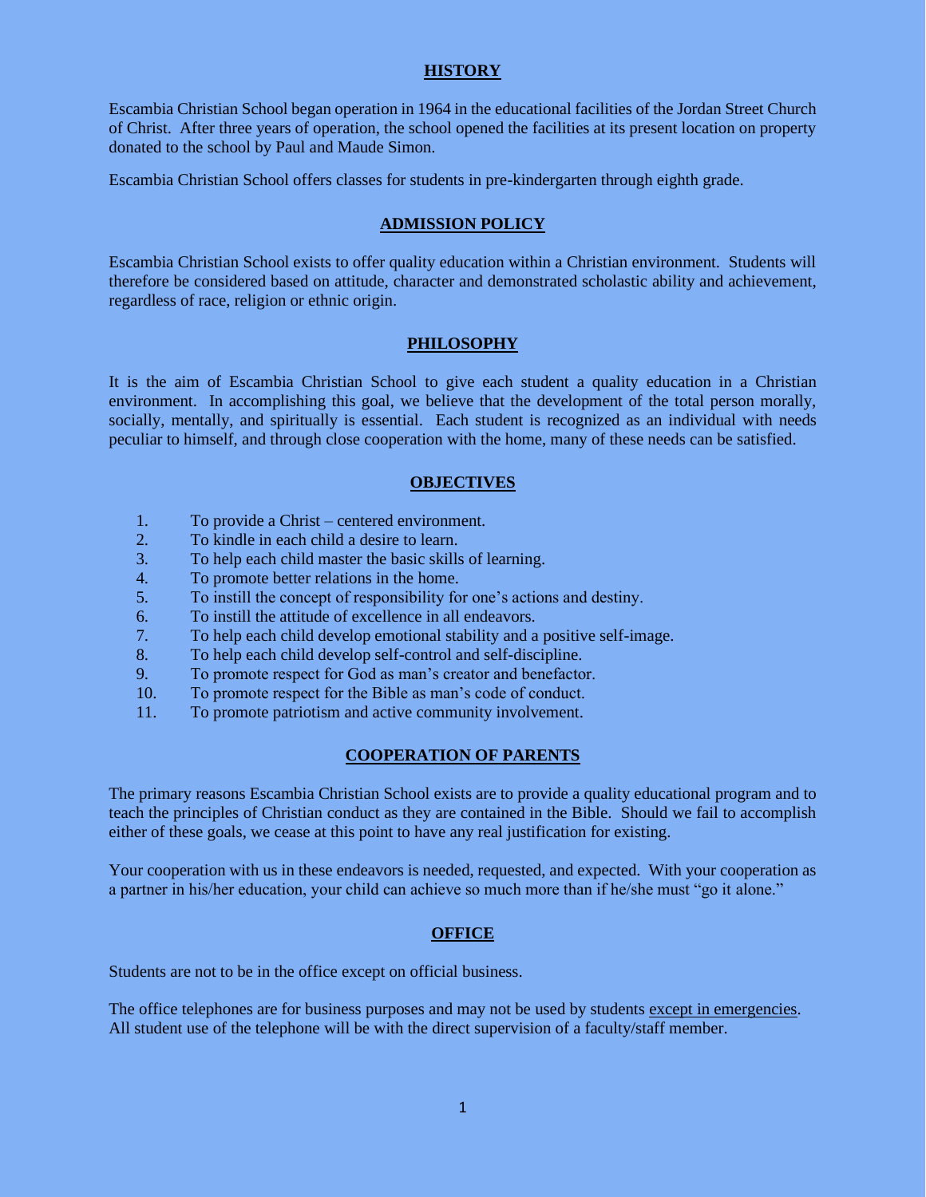## HISTORY

Escambia Christian School began operation in 1964 in the educational facilities of the Jordan Street Church of Christ. After three years of operation, the school opened the facilities at its present location on property donated to the school by Paul and Maude Simon.

Escambia Christian School offers classes for students in pre-kindergarten through eighth grade.

## ADMISSION POLICY

Escambia Christian School exists to offer quality education within a Christian environment. Students will therefore be considered based on attitude, character and demonstrated scholastic ability and achievement, regardless of race, religion or ethnic origin.

## PHILOSOPHY

It is the aim of Escambia Christian School to give each student a quality education in a Christian environment. In accomplishing this goal, we believe that the development of the total person morally, socially, mentally, and spiritually is essential. Each student is recognized as an individual with needs peculiar to himself, and through close cooperation with the home, many of these needs can be satisfied.

## OBJECTIVES

1. To provide a Christ – centered environment.
2. To kindle in each child a desire to learn.
3. To help each child master the basic skills of learning.
4. To promote better relations in the home.
5. To instill the concept of responsibility for one's actions and destiny.
6. To instill the attitude of excellence in all endeavors.
7. To help each child develop emotional stability and a positive self-image.
8. To help each child develop self-control and self-discipline.
9. To promote respect for God as man's creator and benefactor.
10. To promote respect for the Bible as man's code of conduct.
11. To promote patriotism and active community involvement.

## COOPERATION OF PARENTS

The primary reasons Escambia Christian School exists are to provide a quality educational program and to teach the principles of Christian conduct as they are contained in the Bible. Should we fail to accomplish either of these goals, we cease at this point to have any real justification for existing.

Your cooperation with us in these endeavors is needed, requested, and expected. With your cooperation as a partner in his/her education, your child can achieve so much more than if he/she must "go it alone."

## OFFICE

Students are not to be in the office except on official business.

The office telephones are for business purposes and may not be used by students except in emergencies. All student use of the telephone will be with the direct supervision of a faculty/staff member.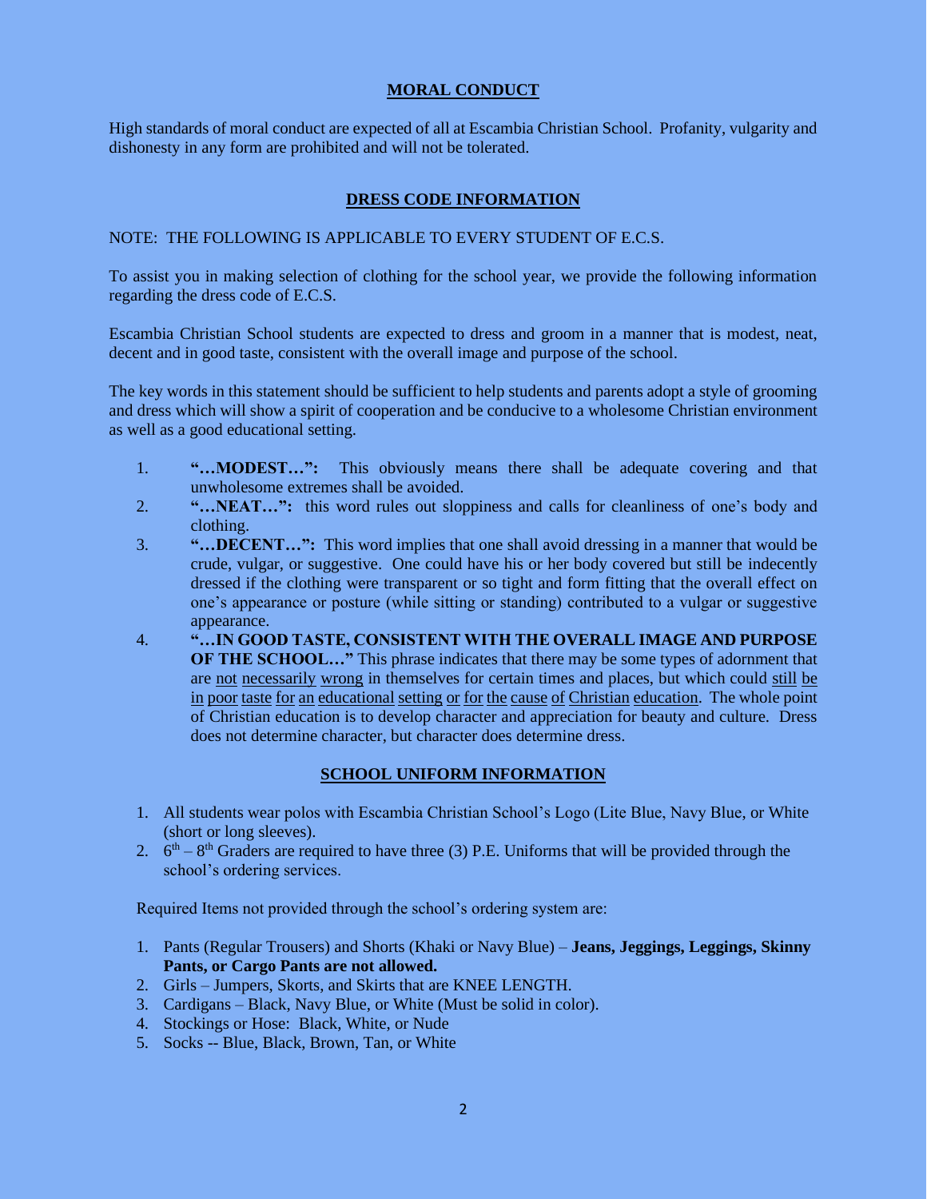## MORAL CONDUCT

High standards of moral conduct are expected of all at Escambia Christian School. Profanity, vulgarity and dishonesty in any form are prohibited and will not be tolerated.

## DRESS CODE INFORMATION

NOTE: THE FOLLOWING IS APPLICABLE TO EVERY STUDENT OF E.C.S.

To assist you in making selection of clothing for the school year, we provide the following information regarding the dress code of E.C.S.

Escambia Christian School students are expected to dress and groom in a manner that is modest, neat, decent and in good taste, consistent with the overall image and purpose of the school.

The key words in this statement should be sufficient to help students and parents adopt a style of grooming and dress which will show a spirit of cooperation and be conducive to a wholesome Christian environment as well as a good educational setting.

1. **"…MODEST…":** This obviously means there shall be adequate covering and that unwholesome extremes shall be avoided.
2. **"…NEAT…":** this word rules out sloppiness and calls for cleanliness of one's body and clothing.
3. **"…DECENT…":** This word implies that one shall avoid dressing in a manner that would be crude, vulgar, or suggestive. One could have his or her body covered but still be indecently dressed if the clothing were transparent or so tight and form fitting that the overall effect on one's appearance or posture (while sitting or standing) contributed to a vulgar or suggestive appearance.
4. **"…IN GOOD TASTE, CONSISTENT WITH THE OVERALL IMAGE AND PURPOSE OF THE SCHOOL…"** This phrase indicates that there may be some types of adornment that are <u>not necessarily wrong</u> in themselves for certain times and places, but which could <u>still be in poor taste for an educational setting or for the cause of Christian education</u>. The whole point of Christian education is to develop character and appreciation for beauty and culture. Dress does not determine character, but character does determine dress.

## SCHOOL UNIFORM INFORMATION

1. All students wear polos with Escambia Christian School's Logo (Lite Blue, Navy Blue, or White (short or long sleeves).
2. $6^{th}$ – $8^{th}$ Graders are required to have three (3) P.E. Uniforms that will be provided through the school's ordering services.

Required Items not provided through the school's ordering system are:

1. Pants (Regular Trousers) and Shorts (Khaki or Navy Blue) – **Jeans, Jeggings, Leggings, Skinny Pants, or Cargo Pants are not allowed.**
2. Girls – Jumpers, Skorts, and Skirts that are KNEE LENGTH.
3. Cardigans – Black, Navy Blue, or White (Must be solid in color).
4. Stockings or Hose: Black, White, or Nude
5. Socks -- Blue, Black, Brown, Tan, or White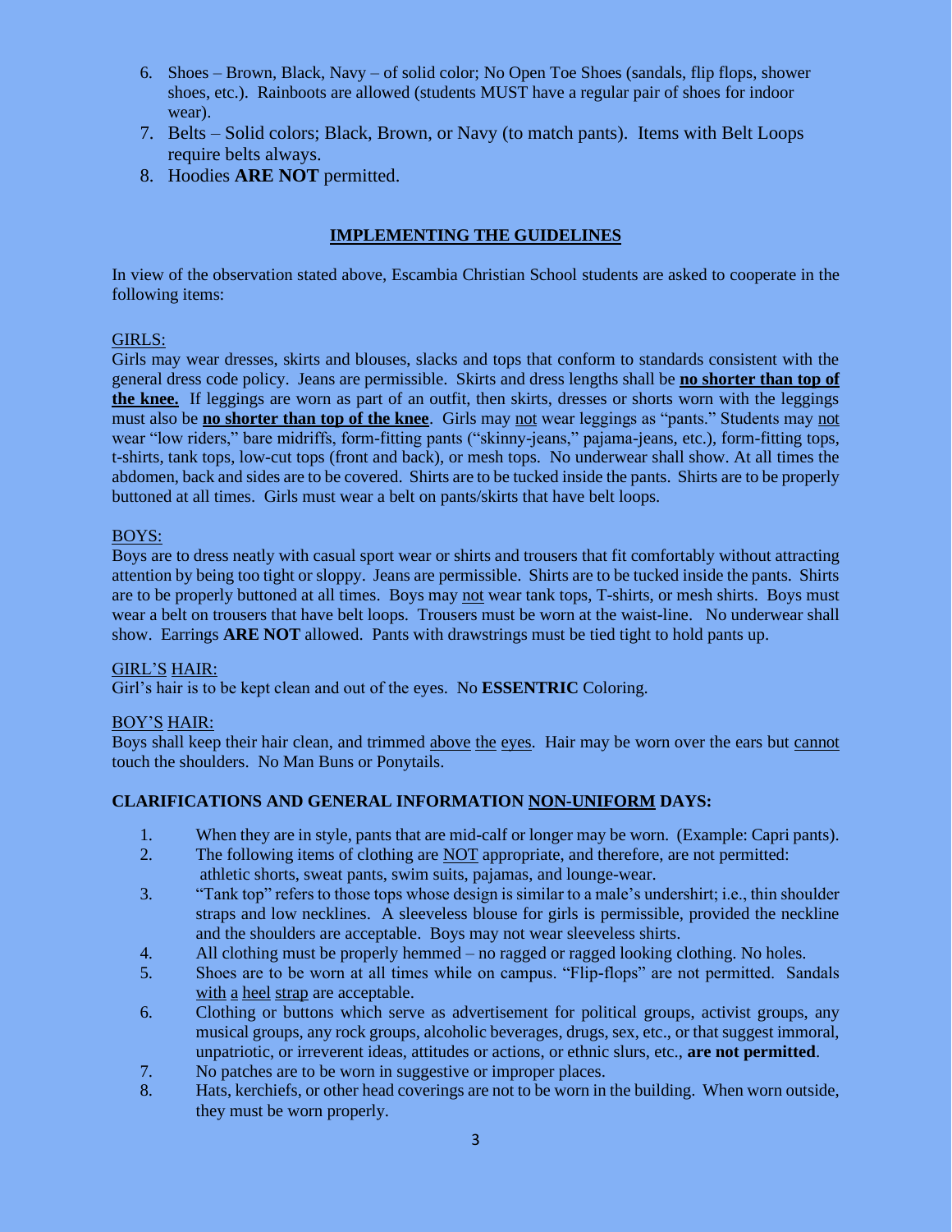6. Shoes – Brown, Black, Navy – of solid color; No Open Toe Shoes (sandals, flip flops, shower shoes, etc.). Rainboots are allowed (students MUST have a regular pair of shoes for indoor wear).
7. Belts – Solid colors; Black, Brown, or Navy (to match pants). Items with Belt Loops require belts always.
8. Hoodies **ARE NOT** permitted.

## IMPLEMENTING THE GUIDELINES

In view of the observation stated above, Escambia Christian School students are asked to cooperate in the following items:

GIRLS:

Girls may wear dresses, skirts and blouses, slacks and tops that conform to standards consistent with the general dress code policy. Jeans are permissible. Skirts and dress lengths shall be **no shorter than top of the knee.** If leggings are worn as part of an outfit, then skirts, dresses or shorts worn with the leggings must also be **no shorter than top of the knee**. Girls may not wear leggings as "pants." Students may not wear "low riders," bare midriffs, form-fitting pants ("skinny-jeans," pajama-jeans, etc.), form-fitting tops, t-shirts, tank tops, low-cut tops (front and back), or mesh tops. No underwear shall show. At all times the abdomen, back and sides are to be covered. Shirts are to be tucked inside the pants. Shirts are to be properly buttoned at all times. Girls must wear a belt on pants/skirts that have belt loops.

BOYS:

Boys are to dress neatly with casual sport wear or shirts and trousers that fit comfortably without attracting attention by being too tight or sloppy. Jeans are permissible. Shirts are to be tucked inside the pants. Shirts are to be properly buttoned at all times. Boys may not wear tank tops, T-shirts, or mesh shirts. Boys must wear a belt on trousers that have belt loops. Trousers must be worn at the waist-line. No underwear shall show. Earrings **ARE NOT** allowed. Pants with drawstrings must be tied tight to hold pants up.

GIRL'S HAIR:

Girl's hair is to be kept clean and out of the eyes. No **ESSENTRIC** Coloring.

BOY'S HAIR:

Boys shall keep their hair clean, and trimmed above the eyes. Hair may be worn over the ears but cannot touch the shoulders. No Man Buns or Ponytails.

**CLARIFICATIONS AND GENERAL INFORMATION NON-UNIFORM DAYS:**

1. When they are in style, pants that are mid-calf or longer may be worn. (Example: Capri pants).
2. The following items of clothing are NOT appropriate, and therefore, are not permitted: athletic shorts, sweat pants, swim suits, pajamas, and lounge-wear.
3. "Tank top" refers to those tops whose design is similar to a male's undershirt; i.e., thin shoulder straps and low necklines. A sleeveless blouse for girls is permissible, provided the neckline and the shoulders are acceptable. Boys may not wear sleeveless shirts.
4. All clothing must be properly hemmed – no ragged or ragged looking clothing. No holes.
5. Shoes are to be worn at all times while on campus. "Flip-flops" are not permitted. Sandals with a heel strap are acceptable.
6. Clothing or buttons which serve as advertisement for political groups, activist groups, any musical groups, any rock groups, alcoholic beverages, drugs, sex, etc., or that suggest immoral, unpatriotic, or irreverent ideas, attitudes or actions, or ethnic slurs, etc., **are not permitted**.
7. No patches are to be worn in suggestive or improper places.
8. Hats, kerchiefs, or other head coverings are not to be worn in the building. When worn outside, they must be worn properly.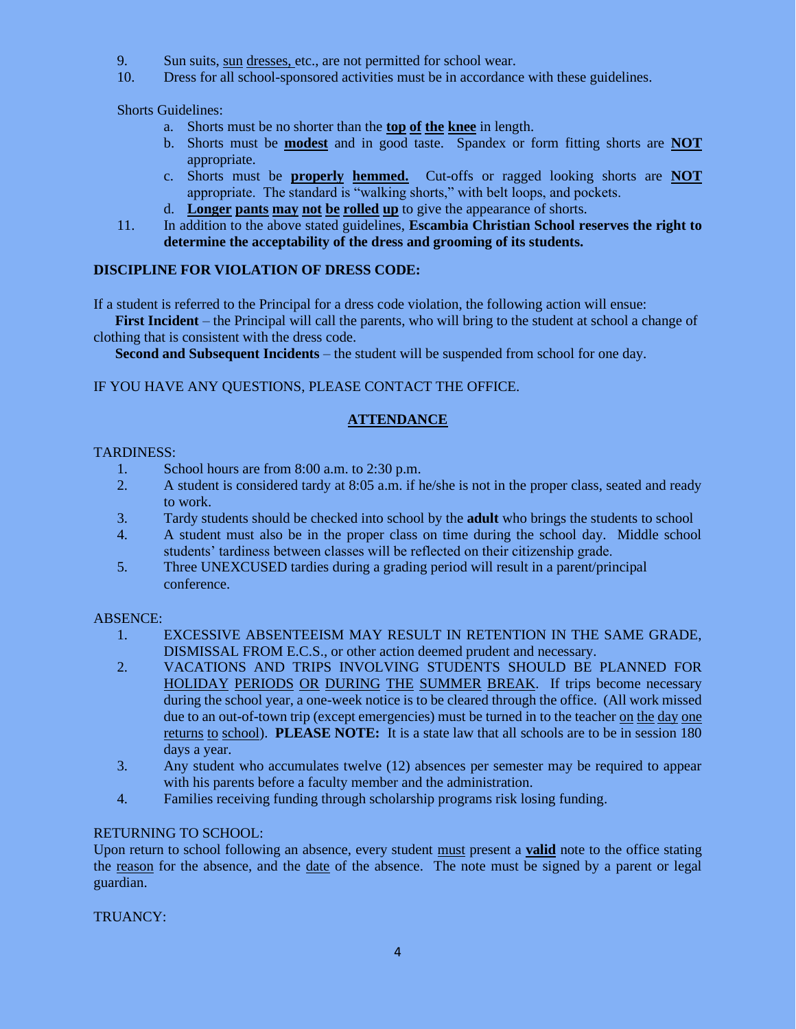9. Sun suits, sun dresses, etc., are not permitted for school wear.
10. Dress for all school-sponsored activities must be in accordance with these guidelines.

Shorts Guidelines:

a. Shorts must be no shorter than the **top of the knee** in length.
b. Shorts must be **modest** and in good taste. Spandex or form fitting shorts are **NOT** appropriate.
c. Shorts must be **properly hemmed.** Cut-offs or ragged looking shorts are **NOT** appropriate. The standard is "walking shorts," with belt loops, and pockets.
d. **Longer pants may not be rolled up** to give the appearance of shorts.

11. In addition to the above stated guidelines, **Escambia Christian School reserves the right to determine the acceptability of the dress and grooming of its students.**

**DISCIPLINE FOR VIOLATION OF DRESS CODE:**

If a student is referred to the Principal for a dress code violation, the following action will ensue:

**First Incident** – the Principal will call the parents, who will bring to the student at school a change of clothing that is consistent with the dress code.

**Second and Subsequent Incidents** – the student will be suspended from school for one day.

IF YOU HAVE ANY QUESTIONS, PLEASE CONTACT THE OFFICE.

## ATTENDANCE

TARDINESS:

1. School hours are from 8:00 a.m. to 2:30 p.m.
2. A student is considered tardy at 8:05 a.m. if he/she is not in the proper class, seated and ready to work.
3. Tardy students should be checked into school by the **adult** who brings the students to school
4. A student must also be in the proper class on time during the school day. Middle school students' tardiness between classes will be reflected on their citizenship grade.
5. Three UNEXCUSED tardies during a grading period will result in a parent/principal conference.

ABSENCE:

1. EXCESSIVE ABSENTEEISM MAY RESULT IN RETENTION IN THE SAME GRADE, DISMISSAL FROM E.C.S., or other action deemed prudent and necessary.
2. VACATIONS AND TRIPS INVOLVING STUDENTS SHOULD BE PLANNED FOR HOLIDAY PERIODS OR DURING THE SUMMER BREAK. If trips become necessary during the school year, a one-week notice is to be cleared through the office. (All work missed due to an out-of-town trip (except emergencies) must be turned in to the teacher on the day one returns to school). **PLEASE NOTE:** It is a state law that all schools are to be in session 180 days a year.
3. Any student who accumulates twelve (12) absences per semester may be required to appear with his parents before a faculty member and the administration.
4. Families receiving funding through scholarship programs risk losing funding.

RETURNING TO SCHOOL:

Upon return to school following an absence, every student must present a **valid** note to the office stating the reason for the absence, and the date of the absence. The note must be signed by a parent or legal guardian.

TRUANCY: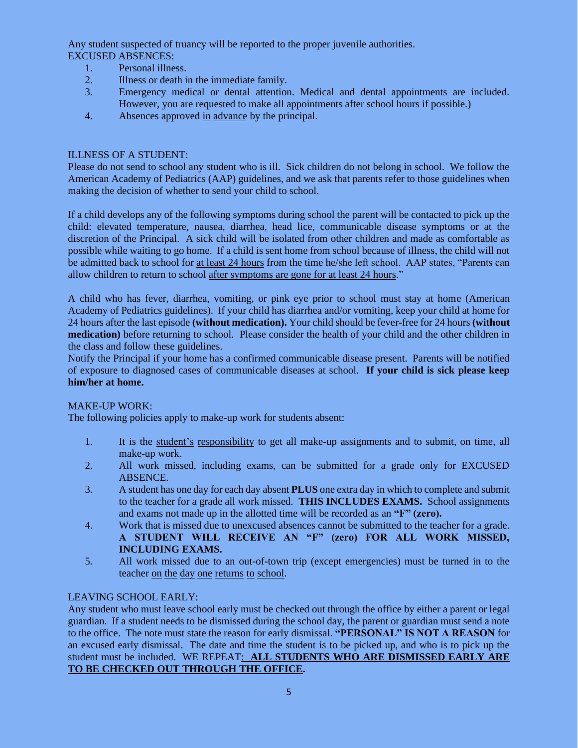Any student suspected of truancy will be reported to the proper juvenile authorities.

EXCUSED ABSENCES:

1. Personal illness.
2. Illness or death in the immediate family.
3. Emergency medical or dental attention. Medical and dental appointments are included. However, you are requested to make all appointments after school hours if possible.)
4. Absences approved <u>in advance</u> by the principal.

ILLNESS OF A STUDENT:

Please do not send to school any student who is ill. Sick children do not belong in school. We follow the American Academy of Pediatrics (AAP) guidelines, and we ask that parents refer to those guidelines when making the decision of whether to send your child to school.

If a child develops any of the following symptoms during school the parent will be contacted to pick up the child: elevated temperature, nausea, diarrhea, head lice, communicable disease symptoms or at the discretion of the Principal. A sick child will be isolated from other children and made as comfortable as possible while waiting to go home. If a child is sent home from school because of illness, the child will not be admitted back to school for <u>at least 24 hours</u> from the time he/she left school. AAP states, "Parents can allow children to return to school <u>after symptoms are gone for at least 24 hours</u>."

A child who has fever, diarrhea, vomiting, or pink eye prior to school must stay at home (American Academy of Pediatrics guidelines). If your child has diarrhea and/or vomiting, keep your child at home for 24 hours after the last episode **(without medication).** Your child should be fever-free for 24 hours **(without medication)** before returning to school. Please consider the health of your child and the other children in the class and follow these guidelines.

Notify the Principal if your home has a confirmed communicable disease present. Parents will be notified of exposure to diagnosed cases of communicable diseases at school. **If your child is sick please keep him/her at home.**

MAKE-UP WORK:

The following policies apply to make-up work for students absent:

1. It is the <u>student's responsibility</u> to get all make-up assignments and to submit, on time, all make-up work.
2. All work missed, including exams, can be submitted for a grade only for EXCUSED ABSENCE.
3. A student has one day for each day absent **PLUS** one extra day in which to complete and submit to the teacher for a grade all work missed. **THIS INCLUDES EXAMS.** School assignments and exams not made up in the allotted time will be recorded as an **"F" (zero).**
4. Work that is missed due to unexcused absences cannot be submitted to the teacher for a grade. **A STUDENT WILL RECEIVE AN "F" (zero) FOR ALL WORK MISSED, INCLUDING EXAMS.**
5. All work missed due to an out-of-town trip (except emergencies) must be turned in to the teacher <u>on the day one returns to school</u>.

LEAVING SCHOOL EARLY:

Any student who must leave school early must be checked out through the office by either a parent or legal guardian. If a student needs to be dismissed during the school day, the parent or guardian must send a note to the office. The note must state the reason for early dismissal. **"PERSONAL" IS NOT A REASON** for an excused early dismissal. The date and time the student is to be picked up, and who is to pick up the student must be included. WE REPEAT: **<u>ALL STUDENTS WHO ARE DISMISSED EARLY ARE TO BE CHECKED OUT THROUGH THE OFFICE</u>.**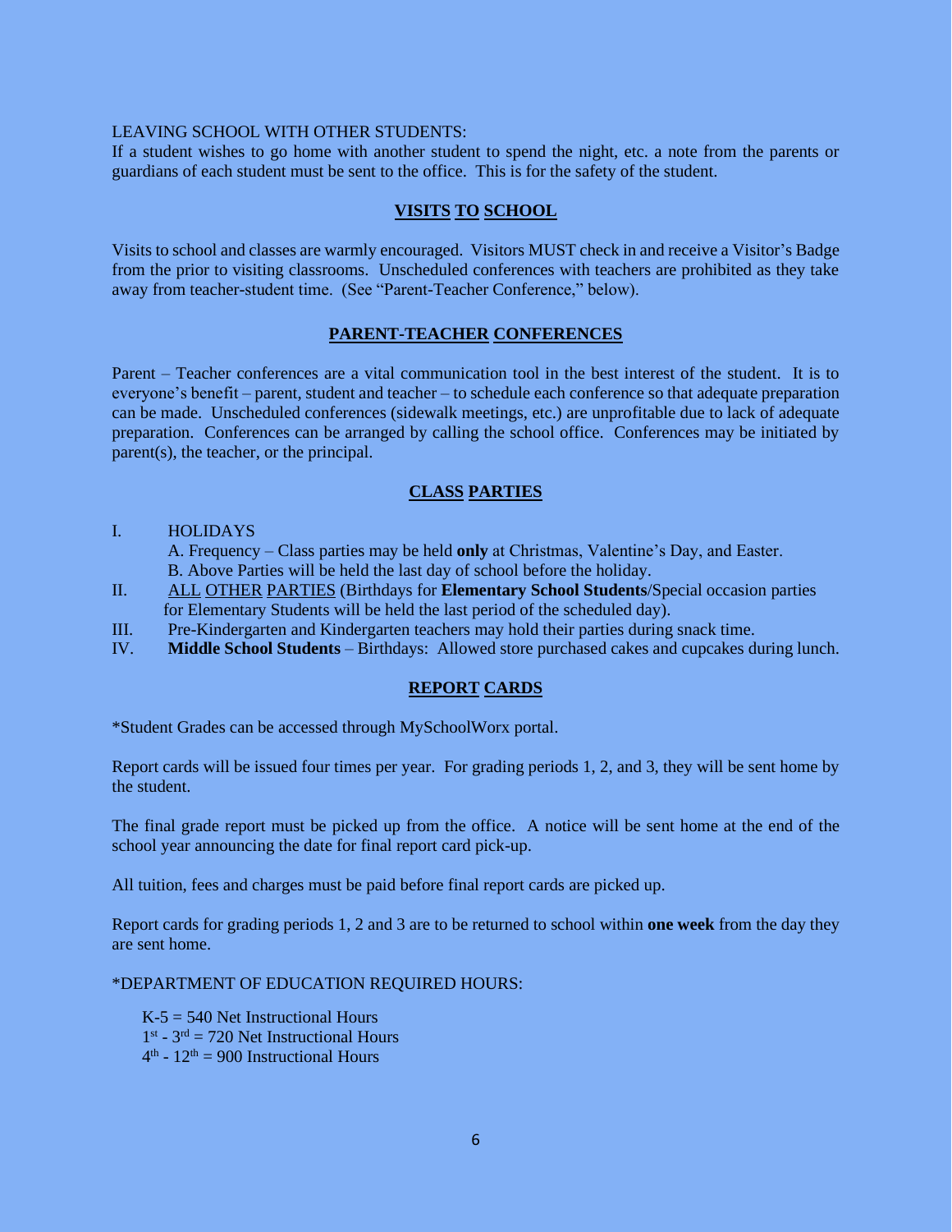LEAVING SCHOOL WITH OTHER STUDENTS:

If a student wishes to go home with another student to spend the night, etc. a note from the parents or guardians of each student must be sent to the office. This is for the safety of the student.

## VISITS TO SCHOOL

Visits to school and classes are warmly encouraged. Visitors MUST check in and receive a Visitor's Badge from the prior to visiting classrooms. Unscheduled conferences with teachers are prohibited as they take away from teacher-student time. (See "Parent-Teacher Conference," below).

## PARENT-TEACHER CONFERENCES

Parent – Teacher conferences are a vital communication tool in the best interest of the student. It is to everyone's benefit – parent, student and teacher – to schedule each conference so that adequate preparation can be made. Unscheduled conferences (sidewalk meetings, etc.) are unprofitable due to lack of adequate preparation. Conferences can be arranged by calling the school office. Conferences may be initiated by parent(s), the teacher, or the principal.

## CLASS PARTIES

I. HOLIDAYS
   A. Frequency – Class parties may be held **only** at Christmas, Valentine's Day, and Easter.
   B. Above Parties will be held the last day of school before the holiday.

II. ALL OTHER PARTIES (Birthdays for **Elementary School Students**/Special occasion parties for Elementary Students will be held the last period of the scheduled day).

III. Pre-Kindergarten and Kindergarten teachers may hold their parties during snack time.

IV. **Middle School Students** – Birthdays: Allowed store purchased cakes and cupcakes during lunch.

## REPORT CARDS

*Student Grades can be accessed through MySchoolWorx portal.

Report cards will be issued four times per year. For grading periods 1, 2, and 3, they will be sent home by the student.

The final grade report must be picked up from the office. A notice will be sent home at the end of the school year announcing the date for final report card pick-up.

All tuition, fees and charges must be paid before final report cards are picked up.

Report cards for grading periods 1, 2 and 3 are to be returned to school within **one week** from the day they are sent home.

*DEPARTMENT OF EDUCATION REQUIRED HOURS:

K-5 = 540 Net Instructional Hours
1st - 3rd = 720 Net Instructional Hours
4th - 12th = 900 Instructional Hours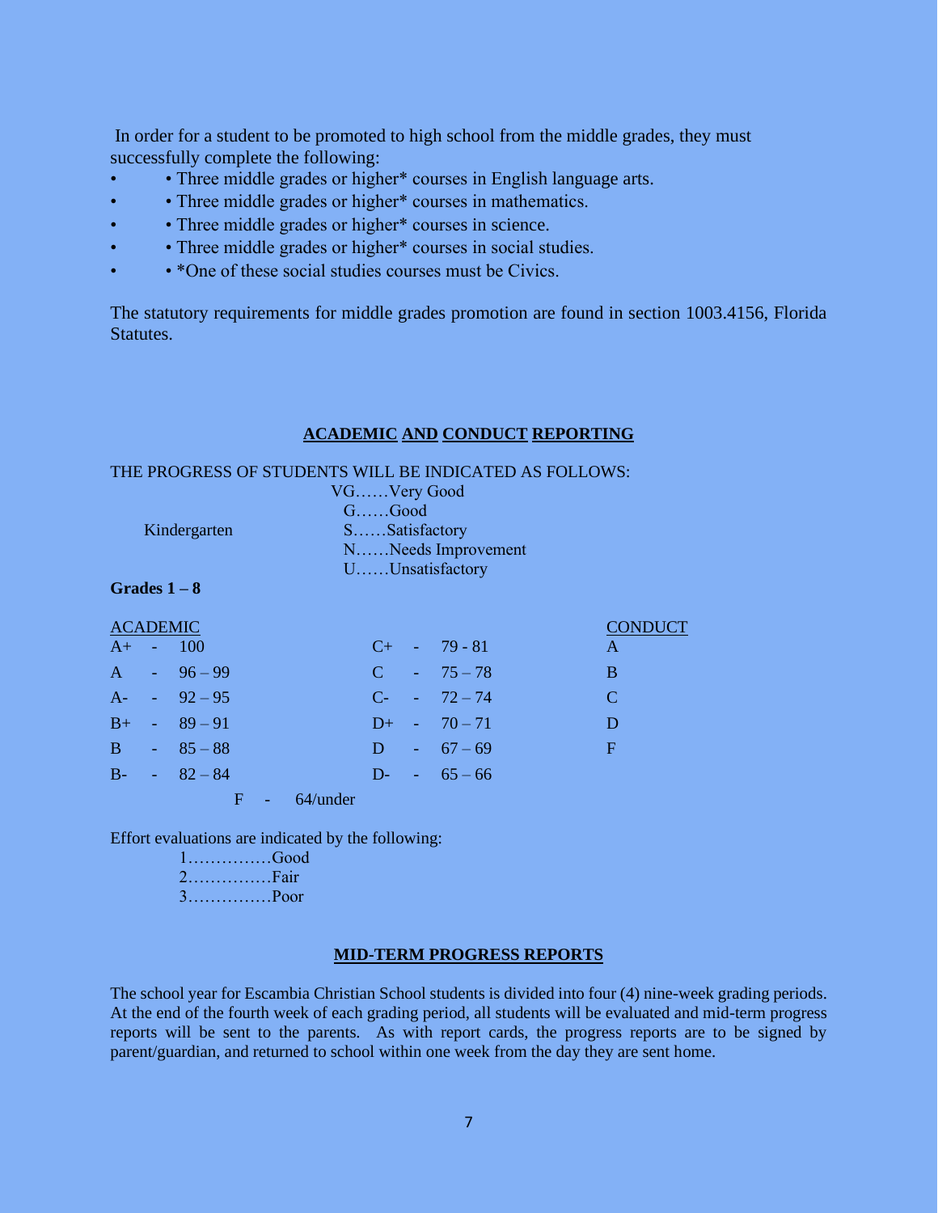In order for a student to be promoted to high school from the middle grades, they must successfully complete the following:

- • Three middle grades or higher* courses in English language arts.
- • Three middle grades or higher* courses in mathematics.
- • Three middle grades or higher* courses in science.
- • Three middle grades or higher* courses in social studies.
- • *One of these social studies courses must be Civics.

The statutory requirements for middle grades promotion are found in section 1003.4156, Florida Statutes.

## ACADEMIC AND CONDUCT REPORTING

THE PROGRESS OF STUDENTS WILL BE INDICATED AS FOLLOWS:

**Kindergarten**

- VG……Very Good
- G……Good
- S……Satisfactory
- N……Needs Improvement
- U……Unsatisfactory

**Grades 1 – 8**

| ACADEMIC | | CONDUCT |
|---|---|---|
| A+ - 100 | C+ - 79 - 81 | A |
| A - 96 – 99 | C - 75 – 78 | B |
| A- - 92 – 95 | C- - 72 – 74 | C |
| B+ - 89 – 91 | D+ - 70 – 71 | D |
| B - 85 – 88 | D - 67 – 69 | F |
| B- - 82 – 84 | D- - 65 – 66 | |
| F - 64/under | | |

Effort evaluations are indicated by the following:

1……………Good
2……………Fair
3……………Poor

## MID-TERM PROGRESS REPORTS

The school year for Escambia Christian School students is divided into four (4) nine-week grading periods. At the end of the fourth week of each grading period, all students will be evaluated and mid-term progress reports will be sent to the parents. As with report cards, the progress reports are to be signed by parent/guardian, and returned to school within one week from the day they are sent home.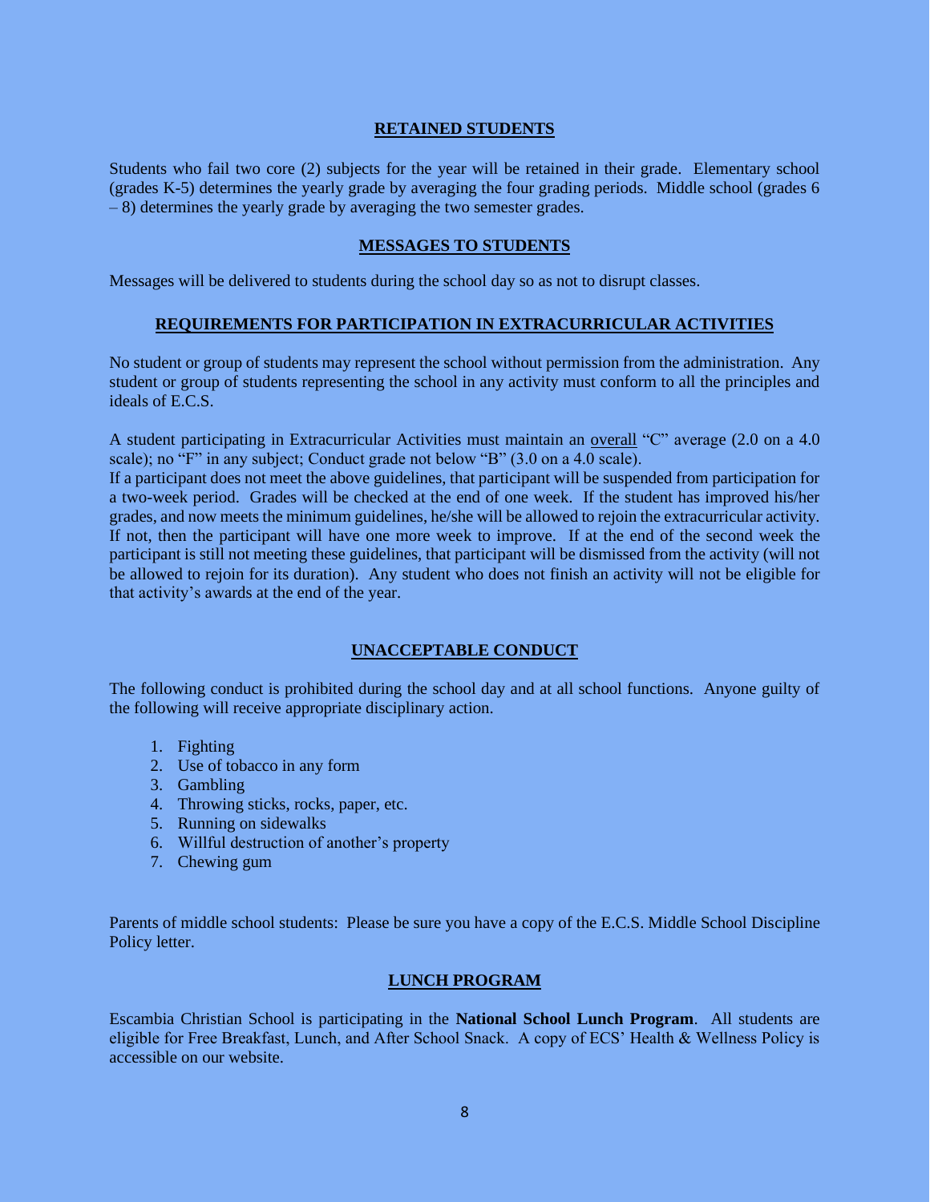## RETAINED STUDENTS

Students who fail two core (2) subjects for the year will be retained in their grade. Elementary school (grades K-5) determines the yearly grade by averaging the four grading periods. Middle school (grades 6 – 8) determines the yearly grade by averaging the two semester grades.

## MESSAGES TO STUDENTS

Messages will be delivered to students during the school day so as not to disrupt classes.

## REQUIREMENTS FOR PARTICIPATION IN EXTRACURRICULAR ACTIVITIES

No student or group of students may represent the school without permission from the administration. Any student or group of students representing the school in any activity must conform to all the principles and ideals of E.C.S.

A student participating in Extracurricular Activities must maintain an overall "C" average (2.0 on a 4.0 scale); no "F" in any subject; Conduct grade not below "B" (3.0 on a 4.0 scale).

If a participant does not meet the above guidelines, that participant will be suspended from participation for a two-week period. Grades will be checked at the end of one week. If the student has improved his/her grades, and now meets the minimum guidelines, he/she will be allowed to rejoin the extracurricular activity. If not, then the participant will have one more week to improve. If at the end of the second week the participant is still not meeting these guidelines, that participant will be dismissed from the activity (will not be allowed to rejoin for its duration). Any student who does not finish an activity will not be eligible for that activity's awards at the end of the year.

## UNACCEPTABLE CONDUCT

The following conduct is prohibited during the school day and at all school functions. Anyone guilty of the following will receive appropriate disciplinary action.

1. Fighting
2. Use of tobacco in any form
3. Gambling
4. Throwing sticks, rocks, paper, etc.
5. Running on sidewalks
6. Willful destruction of another's property
7. Chewing gum

Parents of middle school students: Please be sure you have a copy of the E.C.S. Middle School Discipline Policy letter.

## LUNCH PROGRAM

Escambia Christian School is participating in the **National School Lunch Program**. All students are eligible for Free Breakfast, Lunch, and After School Snack. A copy of ECS' Health & Wellness Policy is accessible on our website.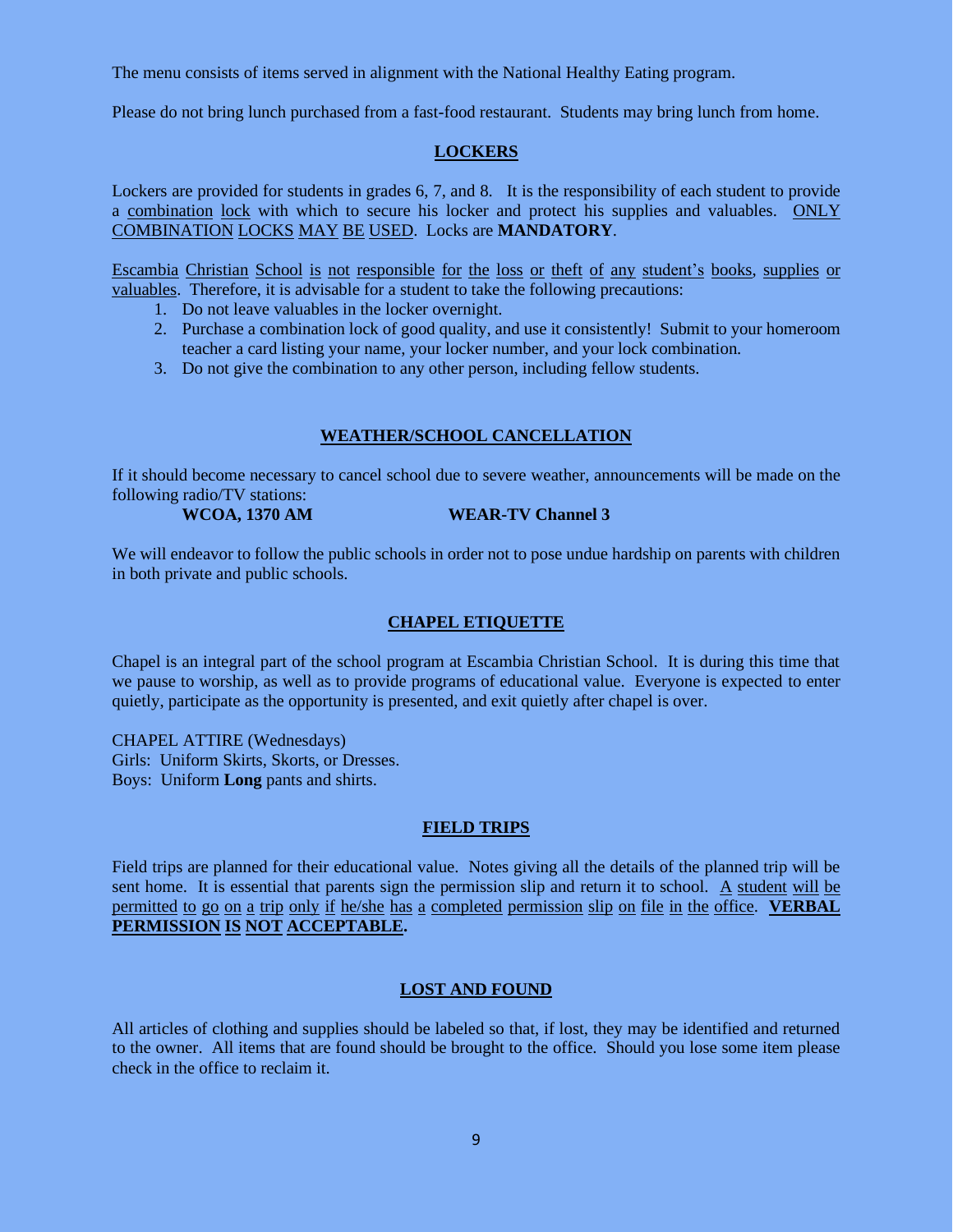The menu consists of items served in alignment with the National Healthy Eating program.

Please do not bring lunch purchased from a fast-food restaurant. Students may bring lunch from home.

## LOCKERS

Lockers are provided for students in grades 6, 7, and 8. It is the responsibility of each student to provide a combination lock with which to secure his locker and protect his supplies and valuables. ONLY COMBINATION LOCKS MAY BE USED. Locks are **MANDATORY**.

Escambia Christian School is not responsible for the loss or theft of any student's books, supplies or valuables. Therefore, it is advisable for a student to take the following precautions:

1. Do not leave valuables in the locker overnight.
2. Purchase a combination lock of good quality, and use it consistently! Submit to your homeroom teacher a card listing your name, your locker number, and your lock combination.
3. Do not give the combination to any other person, including fellow students.

## WEATHER/SCHOOL CANCELLATION

If it should become necessary to cancel school due to severe weather, announcements will be made on the following radio/TV stations:

**WCOA, 1370 AM** **WEAR-TV Channel 3**

We will endeavor to follow the public schools in order not to pose undue hardship on parents with children in both private and public schools.

## CHAPEL ETIQUETTE

Chapel is an integral part of the school program at Escambia Christian School. It is during this time that we pause to worship, as well as to provide programs of educational value. Everyone is expected to enter quietly, participate as the opportunity is presented, and exit quietly after chapel is over.

CHAPEL ATTIRE (Wednesdays)
Girls: Uniform Skirts, Skorts, or Dresses.
Boys: Uniform **Long** pants and shirts.

## FIELD TRIPS

Field trips are planned for their educational value. Notes giving all the details of the planned trip will be sent home. It is essential that parents sign the permission slip and return it to school. A student will be permitted to go on a trip only if he/she has a completed permission slip on file in the office. **VERBAL PERMISSION IS NOT ACCEPTABLE.**

## LOST AND FOUND

All articles of clothing and supplies should be labeled so that, if lost, they may be identified and returned to the owner. All items that are found should be brought to the office. Should you lose some item please check in the office to reclaim it.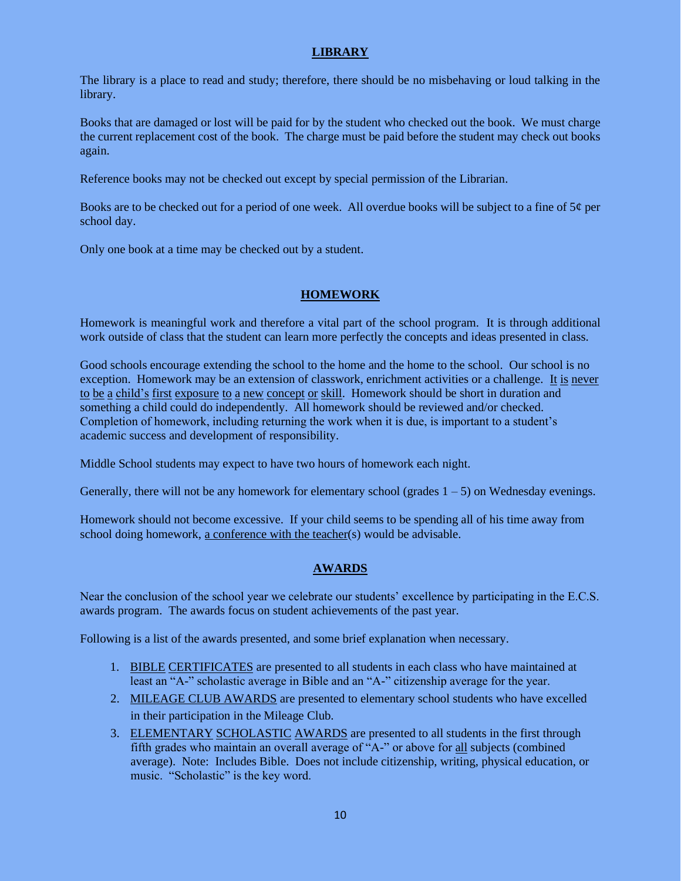## LIBRARY

The library is a place to read and study; therefore, there should be no misbehaving or loud talking in the library.

Books that are damaged or lost will be paid for by the student who checked out the book. We must charge the current replacement cost of the book. The charge must be paid before the student may check out books again.

Reference books may not be checked out except by special permission of the Librarian.

Books are to be checked out for a period of one week. All overdue books will be subject to a fine of 5¢ per school day.

Only one book at a time may be checked out by a student.

## HOMEWORK

Homework is meaningful work and therefore a vital part of the school program. It is through additional work outside of class that the student can learn more perfectly the concepts and ideas presented in class.

Good schools encourage extending the school to the home and the home to the school. Our school is no exception. Homework may be an extension of classwork, enrichment activities or a challenge. <u>It is never to be a child's first exposure to a new concept or skill</u>. Homework should be short in duration and something a child could do independently. All homework should be reviewed and/or checked. Completion of homework, including returning the work when it is due, is important to a student's academic success and development of responsibility.

Middle School students may expect to have two hours of homework each night.

Generally, there will not be any homework for elementary school (grades 1 – 5) on Wednesday evenings.

Homework should not become excessive. If your child seems to be spending all of his time away from school doing homework, <u>a conference with the teacher</u>(s) would be advisable.

## AWARDS

Near the conclusion of the school year we celebrate our students' excellence by participating in the E.C.S. awards program. The awards focus on student achievements of the past year.

Following is a list of the awards presented, and some brief explanation when necessary.

1. <u>BIBLE CERTIFICATES</u> are presented to all students in each class who have maintained at least an "A-" scholastic average in Bible and an "A-" citizenship average for the year.
2. <u>MILEAGE CLUB AWARDS</u> are presented to elementary school students who have excelled in their participation in the Mileage Club.
3. <u>ELEMENTARY SCHOLASTIC AWARDS</u> are presented to all students in the first through fifth grades who maintain an overall average of "A-" or above for <u>all</u> subjects (combined average). Note: Includes Bible. Does not include citizenship, writing, physical education, or music. "Scholastic" is the key word.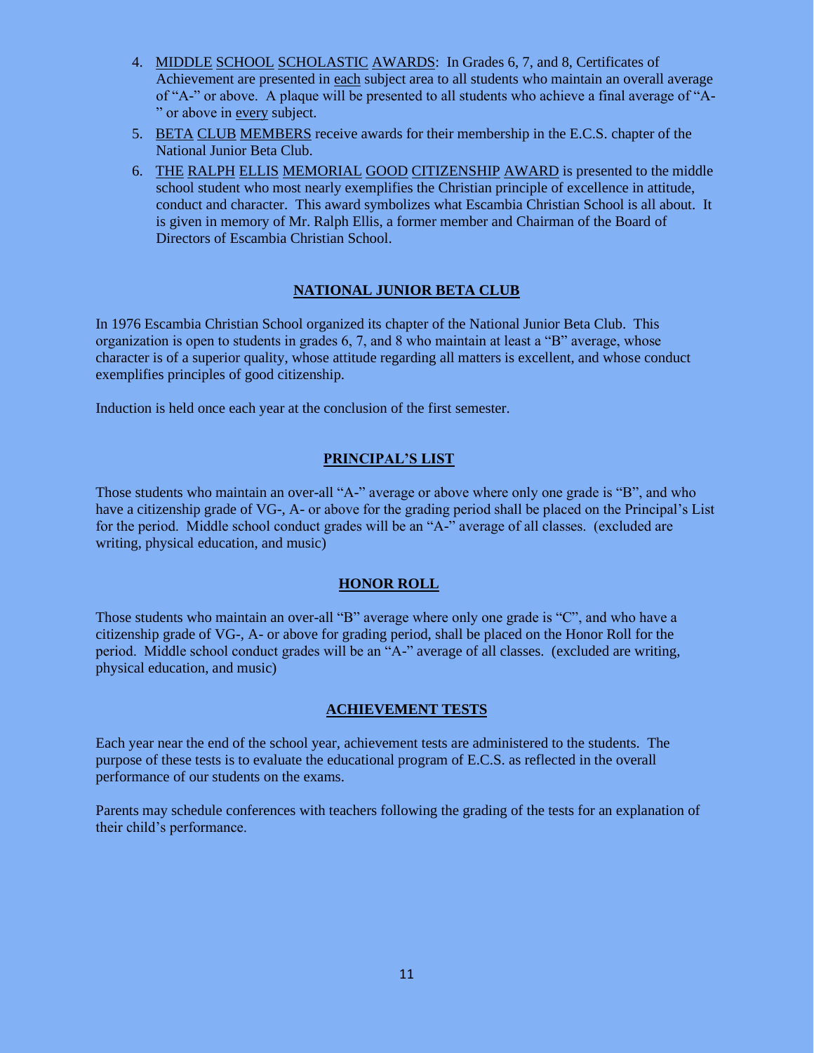4. MIDDLE SCHOOL SCHOLASTIC AWARDS: In Grades 6, 7, and 8, Certificates of Achievement are presented in each subject area to all students who maintain an overall average of "A-" or above. A plaque will be presented to all students who achieve a final average of "A-" or above in every subject.
5. BETA CLUB MEMBERS receive awards for their membership in the E.C.S. chapter of the National Junior Beta Club.
6. THE RALPH ELLIS MEMORIAL GOOD CITIZENSHIP AWARD is presented to the middle school student who most nearly exemplifies the Christian principle of excellence in attitude, conduct and character. This award symbolizes what Escambia Christian School is all about. It is given in memory of Mr. Ralph Ellis, a former member and Chairman of the Board of Directors of Escambia Christian School.

## NATIONAL JUNIOR BETA CLUB

In 1976 Escambia Christian School organized its chapter of the National Junior Beta Club. This organization is open to students in grades 6, 7, and 8 who maintain at least a "B" average, whose character is of a superior quality, whose attitude regarding all matters is excellent, and whose conduct exemplifies principles of good citizenship.

Induction is held once each year at the conclusion of the first semester.

## PRINCIPAL'S LIST

Those students who maintain an over-all "A-" average or above where only one grade is "B", and who have a citizenship grade of VG-, A- or above for the grading period shall be placed on the Principal's List for the period. Middle school conduct grades will be an "A-" average of all classes. (excluded are writing, physical education, and music)

## HONOR ROLL

Those students who maintain an over-all "B" average where only one grade is "C", and who have a citizenship grade of VG-, A- or above for grading period, shall be placed on the Honor Roll for the period. Middle school conduct grades will be an "A-" average of all classes. (excluded are writing, physical education, and music)

## ACHIEVEMENT TESTS

Each year near the end of the school year, achievement tests are administered to the students. The purpose of these tests is to evaluate the educational program of E.C.S. as reflected in the overall performance of our students on the exams.

Parents may schedule conferences with teachers following the grading of the tests for an explanation of their child's performance.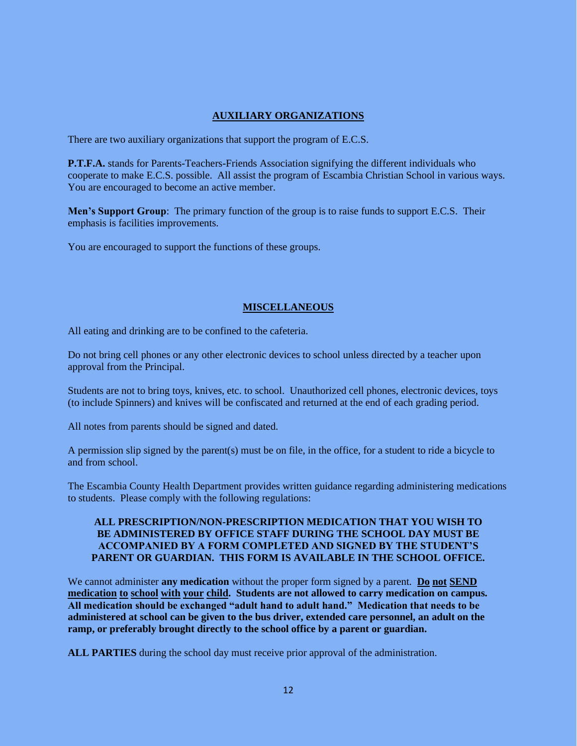## AUXILIARY ORGANIZATIONS

There are two auxiliary organizations that support the program of E.C.S.

**P.T.F.A.** stands for Parents-Teachers-Friends Association signifying the different individuals who cooperate to make E.C.S. possible. All assist the program of Escambia Christian School in various ways. You are encouraged to become an active member.

**Men's Support Group**: The primary function of the group is to raise funds to support E.C.S. Their emphasis is facilities improvements.

You are encouraged to support the functions of these groups.

## MISCELLANEOUS

All eating and drinking are to be confined to the cafeteria.

Do not bring cell phones or any other electronic devices to school unless directed by a teacher upon approval from the Principal.

Students are not to bring toys, knives, etc. to school. Unauthorized cell phones, electronic devices, toys (to include Spinners) and knives will be confiscated and returned at the end of each grading period.

All notes from parents should be signed and dated.

A permission slip signed by the parent(s) must be on file, in the office, for a student to ride a bicycle to and from school.

The Escambia County Health Department provides written guidance regarding administering medications to students. Please comply with the following regulations:

> **ALL PRESCRIPTION/NON-PRESCRIPTION MEDICATION THAT YOU WISH TO BE ADMINISTERED BY OFFICE STAFF DURING THE SCHOOL DAY MUST BE ACCOMPANIED BY A FORM COMPLETED AND SIGNED BY THE STUDENT'S PARENT OR GUARDIAN. THIS FORM IS AVAILABLE IN THE SCHOOL OFFICE.**

We cannot administer **any medication** without the proper form signed by a parent. **Do not SEND medication to school with your child. Students are not allowed to carry medication on campus. All medication should be exchanged "adult hand to adult hand." Medication that needs to be administered at school can be given to the bus driver, extended care personnel, an adult on the ramp, or preferably brought directly to the school office by a parent or guardian.**

**ALL PARTIES** during the school day must receive prior approval of the administration.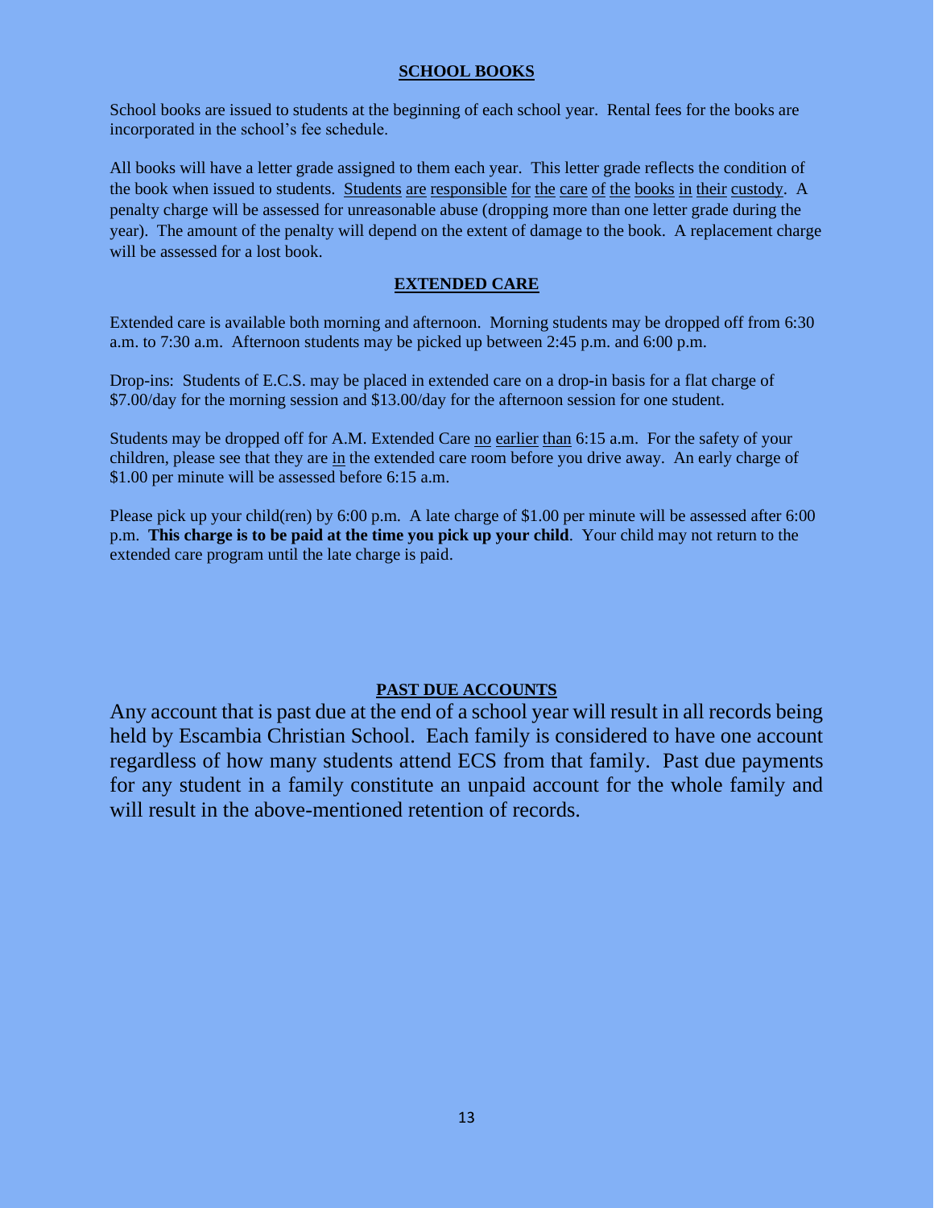## SCHOOL BOOKS

School books are issued to students at the beginning of each school year. Rental fees for the books are incorporated in the school's fee schedule.

All books will have a letter grade assigned to them each year. This letter grade reflects the condition of the book when issued to students. Students are responsible for the care of the books in their custody. A penalty charge will be assessed for unreasonable abuse (dropping more than one letter grade during the year). The amount of the penalty will depend on the extent of damage to the book. A replacement charge will be assessed for a lost book.

## EXTENDED CARE

Extended care is available both morning and afternoon. Morning students may be dropped off from 6:30 a.m. to 7:30 a.m. Afternoon students may be picked up between 2:45 p.m. and 6:00 p.m.

Drop-ins: Students of E.C.S. may be placed in extended care on a drop-in basis for a flat charge of $7.00/day for the morning session and $13.00/day for the afternoon session for one student.

Students may be dropped off for A.M. Extended Care no earlier than 6:15 a.m. For the safety of your children, please see that they are in the extended care room before you drive away. An early charge of $1.00 per minute will be assessed before 6:15 a.m.

Please pick up your child(ren) by 6:00 p.m. A late charge of $1.00 per minute will be assessed after 6:00 p.m. **This charge is to be paid at the time you pick up your child**. Your child may not return to the extended care program until the late charge is paid.

## PAST DUE ACCOUNTS

Any account that is past due at the end of a school year will result in all records being held by Escambia Christian School. Each family is considered to have one account regardless of how many students attend ECS from that family. Past due payments for any student in a family constitute an unpaid account for the whole family and will result in the above-mentioned retention of records.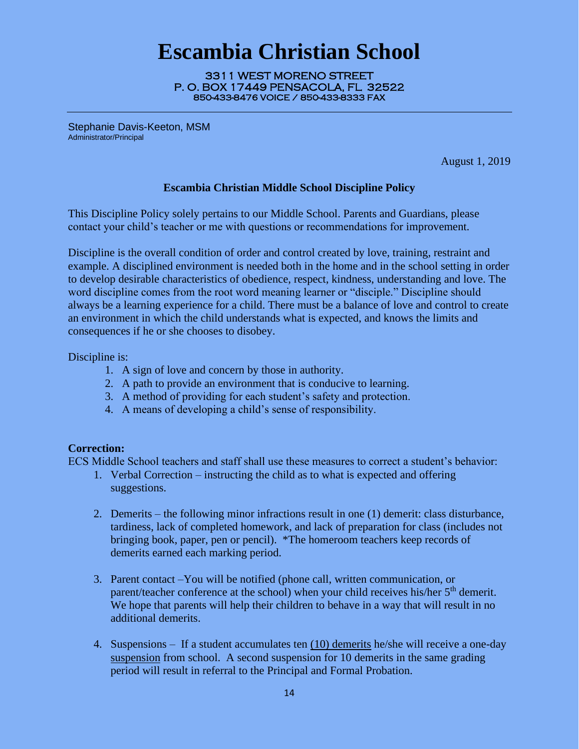# Escambia Christian School

3311 WEST MORENO STREET
P. O. BOX 17449 PENSACOLA, FL 32522
850-433-8476 VOICE / 850-433-8333 FAX

---

Stephanie Davis-Keeton, MSM
Administrator/Principal

August 1, 2019

**Escambia Christian Middle School Discipline Policy**

This Discipline Policy solely pertains to our Middle School. Parents and Guardians, please contact your child's teacher or me with questions or recommendations for improvement.

Discipline is the overall condition of order and control created by love, training, restraint and example. A disciplined environment is needed both in the home and in the school setting in order to develop desirable characteristics of obedience, respect, kindness, understanding and love. The word discipline comes from the root word meaning learner or "disciple." Discipline should always be a learning experience for a child. There must be a balance of love and control to create an environment in which the child understands what is expected, and knows the limits and consequences if he or she chooses to disobey.

Discipline is:

1. A sign of love and concern by those in authority.
2. A path to provide an environment that is conducive to learning.
3. A method of providing for each student's safety and protection.
4. A means of developing a child's sense of responsibility.

**Correction:**
ECS Middle School teachers and staff shall use these measures to correct a student's behavior:

1. Verbal Correction – instructing the child as to what is expected and offering suggestions.

2. Demerits – the following minor infractions result in one (1) demerit: class disturbance, tardiness, lack of completed homework, and lack of preparation for class (includes not bringing book, paper, pen or pencil). *The homeroom teachers keep records of demerits earned each marking period.

3. Parent contact –You will be notified (phone call, written communication, or parent/teacher conference at the school) when your child receives his/her 5th demerit. We hope that parents will help their children to behave in a way that will result in no additional demerits.

4. Suspensions – If a student accumulates ten (10) demerits he/she will receive a one-day suspension from school. A second suspension for 10 demerits in the same grading period will result in referral to the Principal and Formal Probation.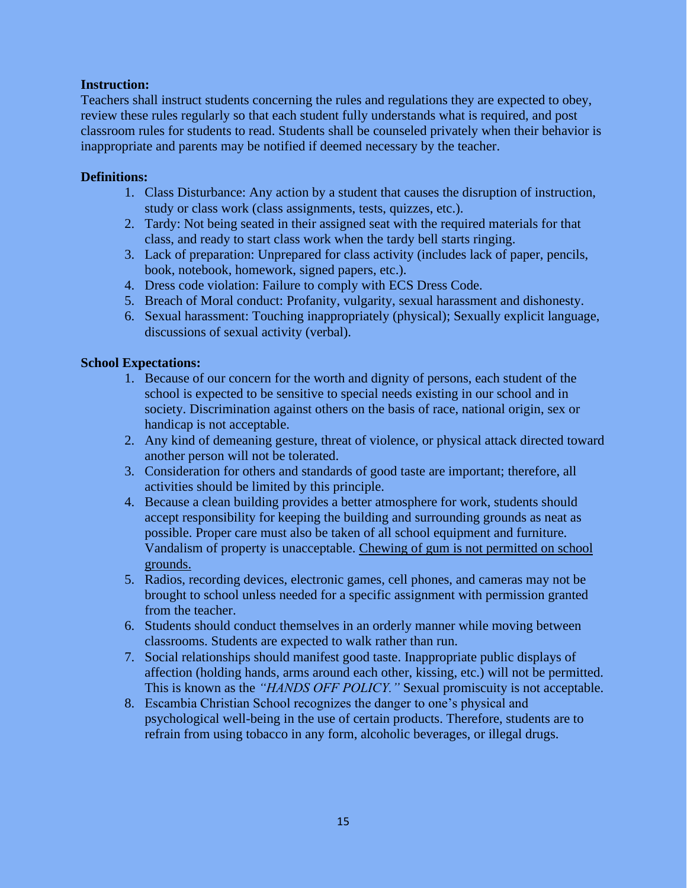**Instruction:**

Teachers shall instruct students concerning the rules and regulations they are expected to obey, review these rules regularly so that each student fully understands what is required, and post classroom rules for students to read. Students shall be counseled privately when their behavior is inappropriate and parents may be notified if deemed necessary by the teacher.

**Definitions:**

1. Class Disturbance: Any action by a student that causes the disruption of instruction, study or class work (class assignments, tests, quizzes, etc.).
2. Tardy: Not being seated in their assigned seat with the required materials for that class, and ready to start class work when the tardy bell starts ringing.
3. Lack of preparation: Unprepared for class activity (includes lack of paper, pencils, book, notebook, homework, signed papers, etc.).
4. Dress code violation: Failure to comply with ECS Dress Code.
5. Breach of Moral conduct: Profanity, vulgarity, sexual harassment and dishonesty.
6. Sexual harassment: Touching inappropriately (physical); Sexually explicit language, discussions of sexual activity (verbal).

**School Expectations:**

1. Because of our concern for the worth and dignity of persons, each student of the school is expected to be sensitive to special needs existing in our school and in society. Discrimination against others on the basis of race, national origin, sex or handicap is not acceptable.
2. Any kind of demeaning gesture, threat of violence, or physical attack directed toward another person will not be tolerated.
3. Consideration for others and standards of good taste are important; therefore, all activities should be limited by this principle.
4. Because a clean building provides a better atmosphere for work, students should accept responsibility for keeping the building and surrounding grounds as neat as possible. Proper care must also be taken of all school equipment and furniture. Vandalism of property is unacceptable. <u>Chewing of gum is not permitted on school grounds.</u>
5. Radios, recording devices, electronic games, cell phones, and cameras may not be brought to school unless needed for a specific assignment with permission granted from the teacher.
6. Students should conduct themselves in an orderly manner while moving between classrooms. Students are expected to walk rather than run.
7. Social relationships should manifest good taste. Inappropriate public displays of affection (holding hands, arms around each other, kissing, etc.) will not be permitted. This is known as the *"HANDS OFF POLICY."* Sexual promiscuity is not acceptable.
8. Escambia Christian School recognizes the danger to one's physical and psychological well-being in the use of certain products. Therefore, students are to refrain from using tobacco in any form, alcoholic beverages, or illegal drugs.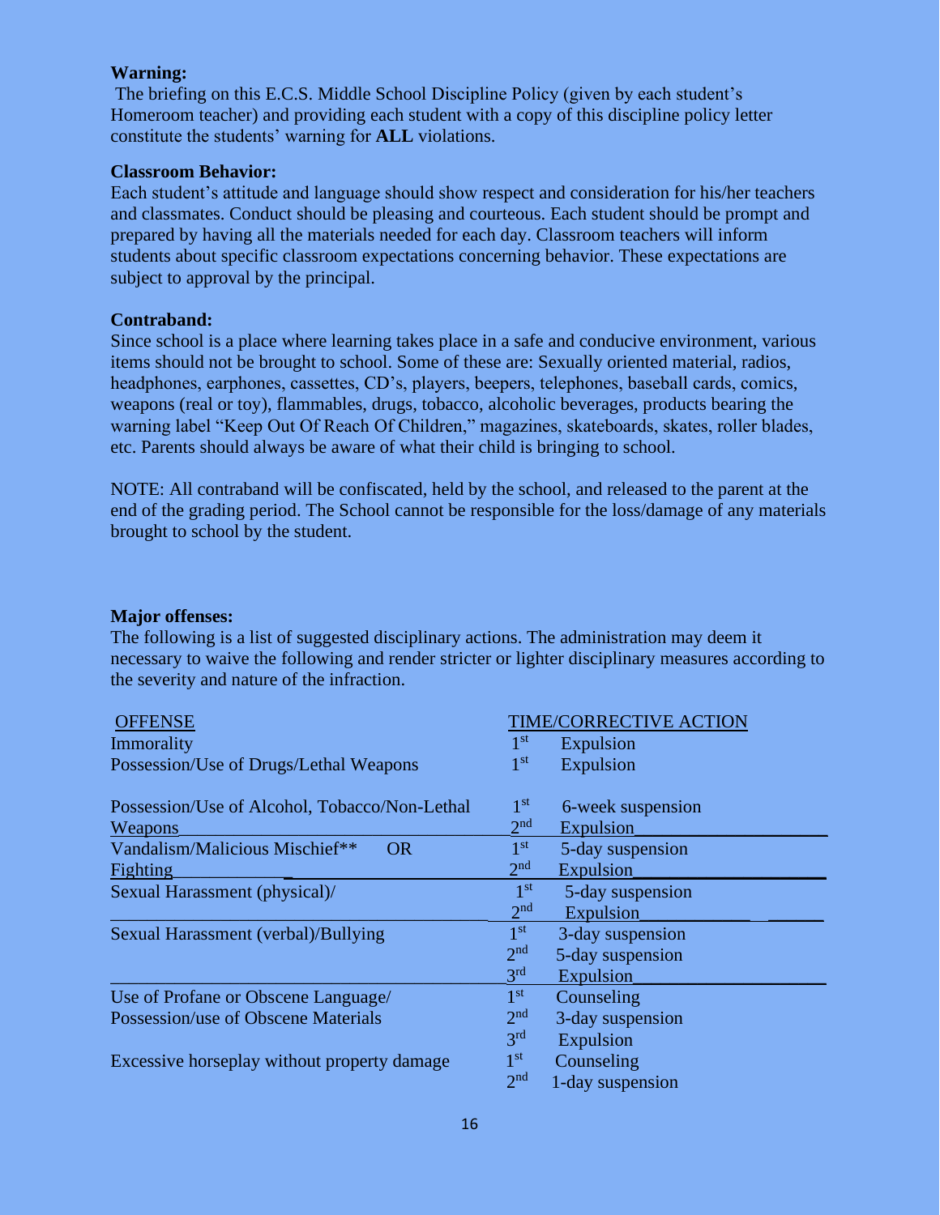**Warning:**
The briefing on this E.C.S. Middle School Discipline Policy (given by each student's Homeroom teacher) and providing each student with a copy of this discipline policy letter constitute the students' warning for **ALL** violations.

**Classroom Behavior:**
Each student's attitude and language should show respect and consideration for his/her teachers and classmates. Conduct should be pleasing and courteous. Each student should be prompt and prepared by having all the materials needed for each day. Classroom teachers will inform students about specific classroom expectations concerning behavior. These expectations are subject to approval by the principal.

**Contraband:**
Since school is a place where learning takes place in a safe and conducive environment, various items should not be brought to school. Some of these are: Sexually oriented material, radios, headphones, earphones, cassettes, CD's, players, beepers, telephones, baseball cards, comics, weapons (real or toy), flammables, drugs, tobacco, alcoholic beverages, products bearing the warning label "Keep Out Of Reach Of Children," magazines, skateboards, skates, roller blades, etc. Parents should always be aware of what their child is bringing to school.

NOTE: All contraband will be confiscated, held by the school, and released to the parent at the end of the grading period. The School cannot be responsible for the loss/damage of any materials brought to school by the student.

**Major offenses:**
The following is a list of suggested disciplinary actions. The administration may deem it necessary to waive the following and render stricter or lighter disciplinary measures according to the severity and nature of the infraction.

| OFFENSE | TIME | CORRECTIVE ACTION |
|---|---|---|
| Immorality | 1st | Expulsion |
| Possession/Use of Drugs/Lethal Weapons | 1st | Expulsion |
| Possession/Use of Alcohol, Tobacco/Non-Lethal Weapons | 1st | 6-week suspension |
| | 2nd | Expulsion |
| Vandalism/Malicious Mischief** OR Fighting | 1st | 5-day suspension |
| | 2nd | Expulsion |
| Sexual Harassment (physical)/ | 1st | 5-day suspension |
| | 2nd | Expulsion |
| Sexual Harassment (verbal)/Bullying | 1st | 3-day suspension |
| | 2nd | 5-day suspension |
| | 3rd | Expulsion |
| Use of Profane or Obscene Language/ Possession/use of Obscene Materials | 1st | Counseling |
| | 2nd | 3-day suspension |
| | 3rd | Expulsion |
| Excessive horseplay without property damage | 1st | Counseling |
| | 2nd | 1-day suspension |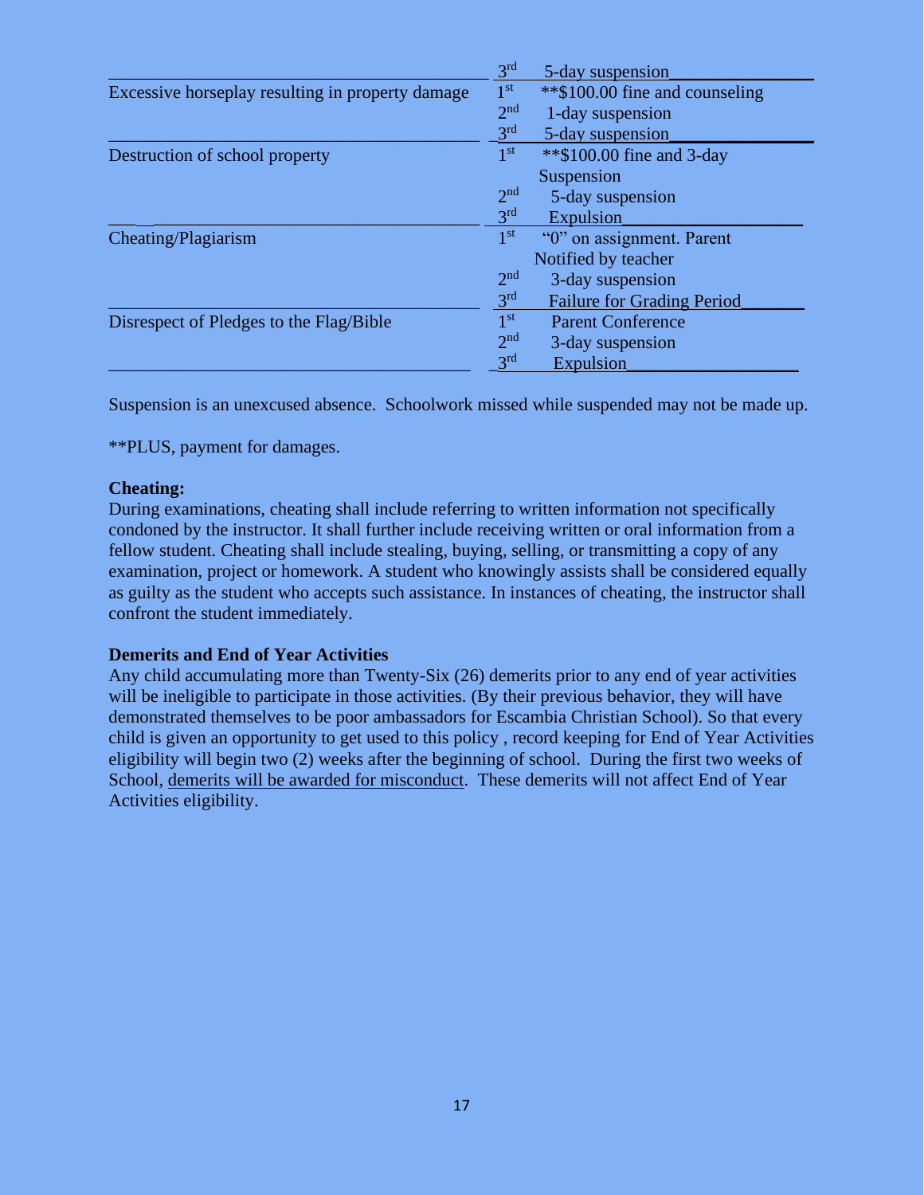| Offense | Occurrence | Consequence |
|---|---|---|
| | 3rd | 5-day suspension |
| Excessive horseplay resulting in property damage | 1st | **$100.00 fine and counseling |
| | 2nd | 1-day suspension |
| | 3rd | 5-day suspension |
| Destruction of school property | 1st | **$100.00 fine and 3-day Suspension |
| | 2nd | 5-day suspension |
| | 3rd | Expulsion |
| Cheating/Plagiarism | 1st | "0" on assignment. Parent Notified by teacher |
| | 2nd | 3-day suspension |
| | 3rd | Failure for Grading Period |
| Disrespect of Pledges to the Flag/Bible | 1st | Parent Conference |
| | 2nd | 3-day suspension |
| | 3rd | Expulsion |

Suspension is an unexcused absence. Schoolwork missed while suspended may not be made up.

**PLUS, payment for damages.

**Cheating:**
During examinations, cheating shall include referring to written information not specifically condoned by the instructor. It shall further include receiving written or oral information from a fellow student. Cheating shall include stealing, buying, selling, or transmitting a copy of any examination, project or homework. A student who knowingly assists shall be considered equally as guilty as the student who accepts such assistance. In instances of cheating, the instructor shall confront the student immediately.

**Demerits and End of Year Activities**
Any child accumulating more than Twenty-Six (26) demerits prior to any end of year activities will be ineligible to participate in those activities. (By their previous behavior, they will have demonstrated themselves to be poor ambassadors for Escambia Christian School). So that every child is given an opportunity to get used to this policy , record keeping for End of Year Activities eligibility will begin two (2) weeks after the beginning of school. During the first two weeks of School, demerits will be awarded for misconduct. These demerits will not affect End of Year Activities eligibility.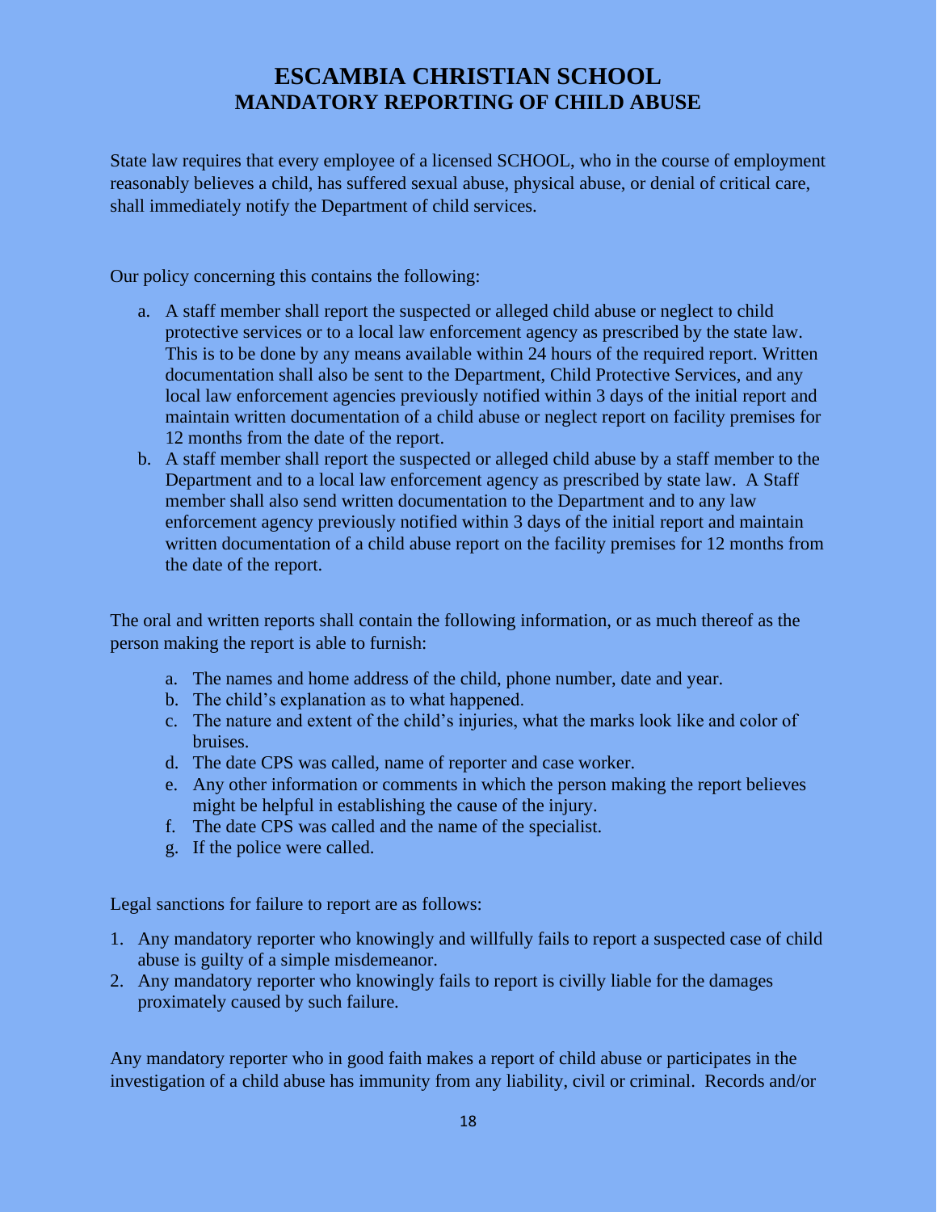# ESCAMBIA CHRISTIAN SCHOOL
## MANDATORY REPORTING OF CHILD ABUSE

State law requires that every employee of a licensed SCHOOL, who in the course of employment reasonably believes a child, has suffered sexual abuse, physical abuse, or denial of critical care, shall immediately notify the Department of child services.

Our policy concerning this contains the following:

a. A staff member shall report the suspected or alleged child abuse or neglect to child protective services or to a local law enforcement agency as prescribed by the state law. This is to be done by any means available within 24 hours of the required report. Written documentation shall also be sent to the Department, Child Protective Services, and any local law enforcement agencies previously notified within 3 days of the initial report and maintain written documentation of a child abuse or neglect report on facility premises for 12 months from the date of the report.
b. A staff member shall report the suspected or alleged child abuse by a staff member to the Department and to a local law enforcement agency as prescribed by state law. A Staff member shall also send written documentation to the Department and to any law enforcement agency previously notified within 3 days of the initial report and maintain written documentation of a child abuse report on the facility premises for 12 months from the date of the report.

The oral and written reports shall contain the following information, or as much thereof as the person making the report is able to furnish:

a. The names and home address of the child, phone number, date and year.
b. The child's explanation as to what happened.
c. The nature and extent of the child's injuries, what the marks look like and color of bruises.
d. The date CPS was called, name of reporter and case worker.
e. Any other information or comments in which the person making the report believes might be helpful in establishing the cause of the injury.
f. The date CPS was called and the name of the specialist.
g. If the police were called.

Legal sanctions for failure to report are as follows:

1. Any mandatory reporter who knowingly and willfully fails to report a suspected case of child abuse is guilty of a simple misdemeanor.
2. Any mandatory reporter who knowingly fails to report is civilly liable for the damages proximately caused by such failure.

Any mandatory reporter who in good faith makes a report of child abuse or participates in the investigation of a child abuse has immunity from any liability, civil or criminal. Records and/or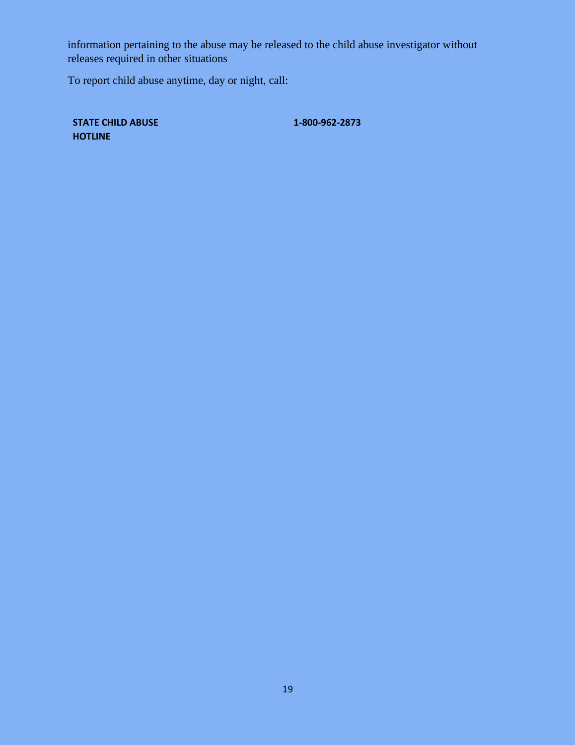information pertaining to the abuse may be released to the child abuse investigator without releases required in other situations

To report child abuse anytime, day or night, call:

| **STATE CHILD ABUSE HOTLINE** | **1-800-962-2873** |
|---|---|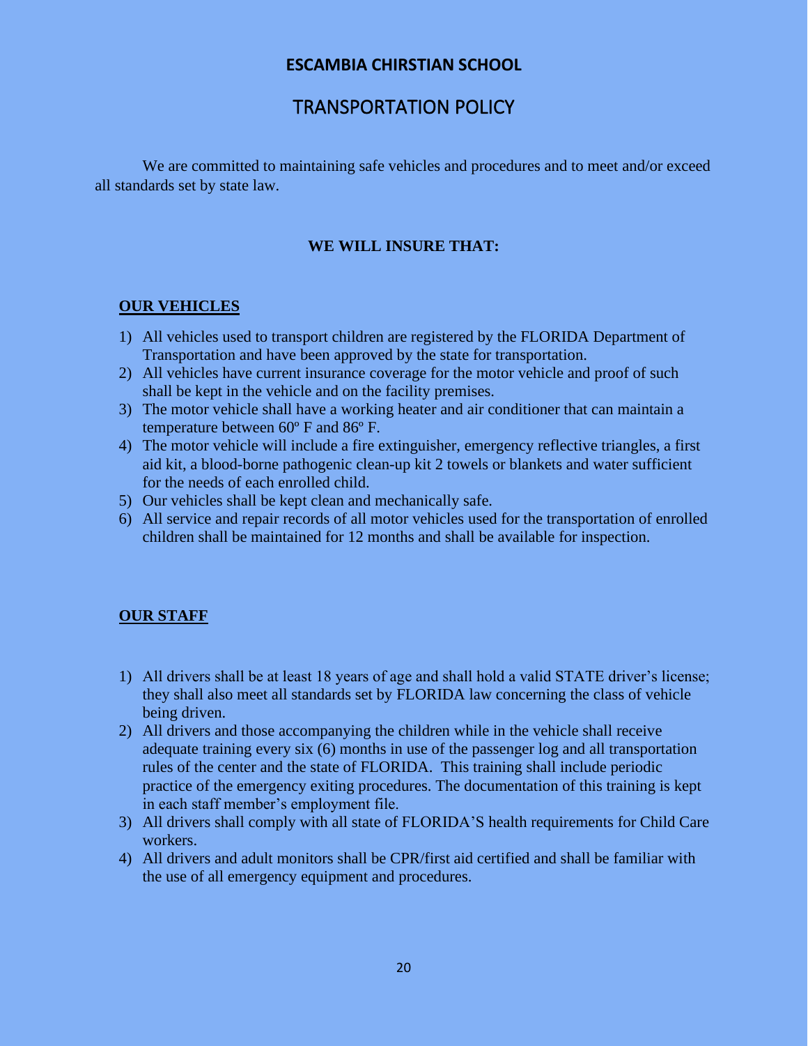**ESCAMBIA CHIRSTIAN SCHOOL**

# TRANSPORTATION POLICY

We are committed to maintaining safe vehicles and procedures and to meet and/or exceed all standards set by state law.

**WE WILL INSURE THAT:**

**OUR VEHICLES**

1) All vehicles used to transport children are registered by the FLORIDA Department of Transportation and have been approved by the state for transportation.
2) All vehicles have current insurance coverage for the motor vehicle and proof of such shall be kept in the vehicle and on the facility premises.
3) The motor vehicle shall have a working heater and air conditioner that can maintain a temperature between 60º F and 86º F.
4) The motor vehicle will include a fire extinguisher, emergency reflective triangles, a first aid kit, a blood-borne pathogenic clean-up kit 2 towels or blankets and water sufficient for the needs of each enrolled child.
5) Our vehicles shall be kept clean and mechanically safe.
6) All service and repair records of all motor vehicles used for the transportation of enrolled children shall be maintained for 12 months and shall be available for inspection.

**OUR STAFF**

1) All drivers shall be at least 18 years of age and shall hold a valid STATE driver's license; they shall also meet all standards set by FLORIDA law concerning the class of vehicle being driven.
2) All drivers and those accompanying the children while in the vehicle shall receive adequate training every six (6) months in use of the passenger log and all transportation rules of the center and the state of FLORIDA. This training shall include periodic practice of the emergency exiting procedures. The documentation of this training is kept in each staff member's employment file.
3) All drivers shall comply with all state of FLORIDA'S health requirements for Child Care workers.
4) All drivers and adult monitors shall be CPR/first aid certified and shall be familiar with the use of all emergency equipment and procedures.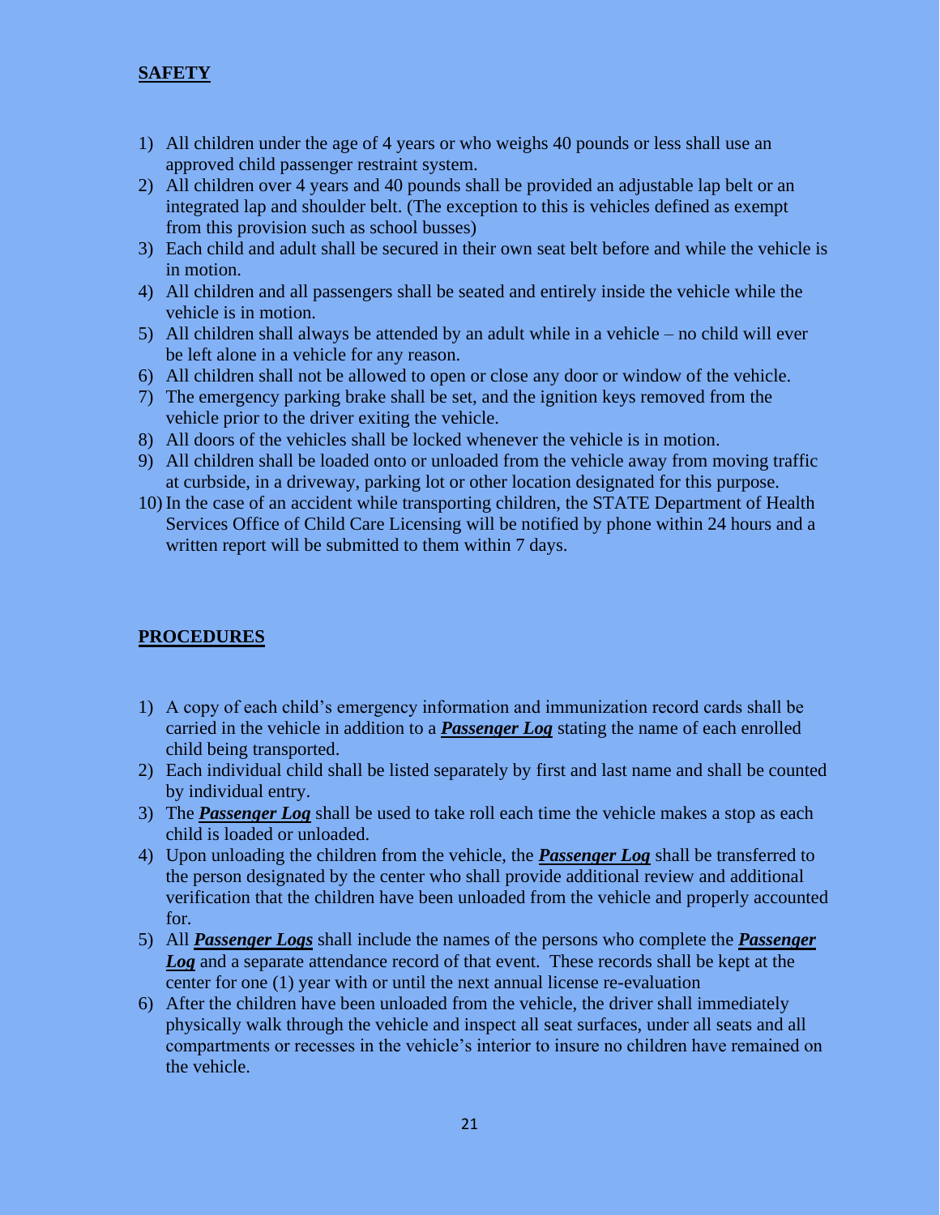## SAFETY

1) All children under the age of 4 years or who weighs 40 pounds or less shall use an approved child passenger restraint system.
2) All children over 4 years and 40 pounds shall be provided an adjustable lap belt or an integrated lap and shoulder belt. (The exception to this is vehicles defined as exempt from this provision such as school busses)
3) Each child and adult shall be secured in their own seat belt before and while the vehicle is in motion.
4) All children and all passengers shall be seated and entirely inside the vehicle while the vehicle is in motion.
5) All children shall always be attended by an adult while in a vehicle – no child will ever be left alone in a vehicle for any reason.
6) All children shall not be allowed to open or close any door or window of the vehicle.
7) The emergency parking brake shall be set, and the ignition keys removed from the vehicle prior to the driver exiting the vehicle.
8) All doors of the vehicles shall be locked whenever the vehicle is in motion.
9) All children shall be loaded onto or unloaded from the vehicle away from moving traffic at curbside, in a driveway, parking lot or other location designated for this purpose.
10) In the case of an accident while transporting children, the STATE Department of Health Services Office of Child Care Licensing will be notified by phone within 24 hours and a written report will be submitted to them within 7 days.

## PROCEDURES

1) A copy of each child's emergency information and immunization record cards shall be carried in the vehicle in addition to a ***Passenger Log*** stating the name of each enrolled child being transported.
2) Each individual child shall be listed separately by first and last name and shall be counted by individual entry.
3) The ***Passenger Log*** shall be used to take roll each time the vehicle makes a stop as each child is loaded or unloaded.
4) Upon unloading the children from the vehicle, the ***Passenger Log*** shall be transferred to the person designated by the center who shall provide additional review and additional verification that the children have been unloaded from the vehicle and properly accounted for.
5) All ***Passenger Logs*** shall include the names of the persons who complete the ***Passenger Log*** and a separate attendance record of that event. These records shall be kept at the center for one (1) year with or until the next annual license re-evaluation
6) After the children have been unloaded from the vehicle, the driver shall immediately physically walk through the vehicle and inspect all seat surfaces, under all seats and all compartments or recesses in the vehicle's interior to insure no children have remained on the vehicle.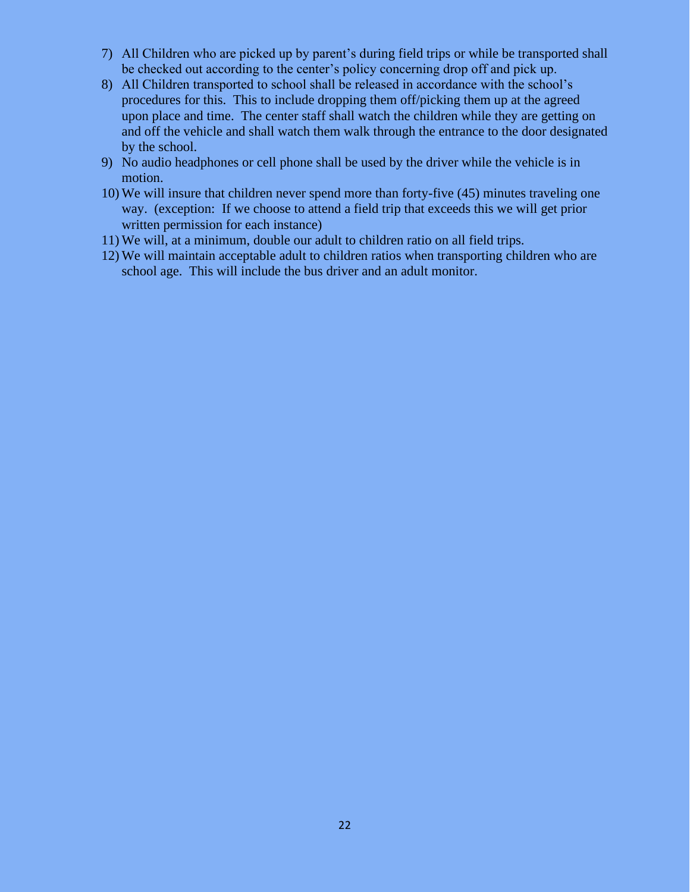7) All Children who are picked up by parent's during field trips or while be transported shall be checked out according to the center's policy concerning drop off and pick up.
8) All Children transported to school shall be released in accordance with the school's procedures for this. This to include dropping them off/picking them up at the agreed upon place and time. The center staff shall watch the children while they are getting on and off the vehicle and shall watch them walk through the entrance to the door designated by the school.
9) No audio headphones or cell phone shall be used by the driver while the vehicle is in motion.
10) We will insure that children never spend more than forty-five (45) minutes traveling one way. (exception: If we choose to attend a field trip that exceeds this we will get prior written permission for each instance)
11) We will, at a minimum, double our adult to children ratio on all field trips.
12) We will maintain acceptable adult to children ratios when transporting children who are school age. This will include the bus driver and an adult monitor.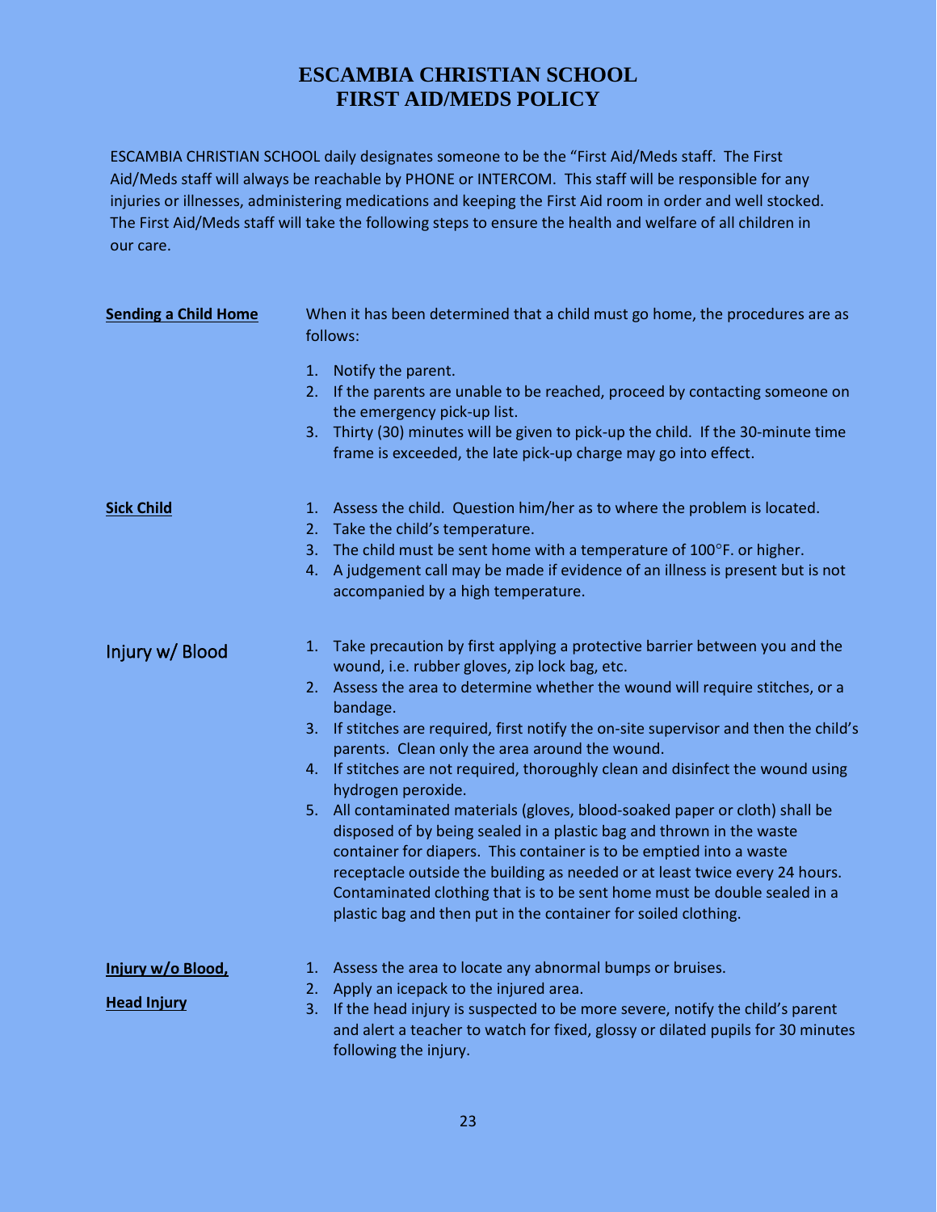# ESCAMBIA CHRISTIAN SCHOOL
# FIRST AID/MEDS POLICY

ESCAMBIA CHRISTIAN SCHOOL daily designates someone to be the "First Aid/Meds staff. The First Aid/Meds staff will always be reachable by PHONE or INTERCOM. This staff will be responsible for any injuries or illnesses, administering medications and keeping the First Aid room in order and well stocked. The First Aid/Meds staff will take the following steps to ensure the health and welfare of all children in our care.

**Sending a Child Home**

When it has been determined that a child must go home, the procedures are as follows:

1. Notify the parent.
2. If the parents are unable to be reached, proceed by contacting someone on the emergency pick-up list.
3. Thirty (30) minutes will be given to pick-up the child. If the 30-minute time frame is exceeded, the late pick-up charge may go into effect.

**Sick Child**

1. Assess the child. Question him/her as to where the problem is located.
2. Take the child's temperature.
3. The child must be sent home with a temperature of 100°F. or higher.
4. A judgement call may be made if evidence of an illness is present but is not accompanied by a high temperature.

**Injury w/ Blood**

1. Take precaution by first applying a protective barrier between you and the wound, i.e. rubber gloves, zip lock bag, etc.
2. Assess the area to determine whether the wound will require stitches, or a bandage.
3. If stitches are required, first notify the on-site supervisor and then the child's parents. Clean only the area around the wound.
4. If stitches are not required, thoroughly clean and disinfect the wound using hydrogen peroxide.
5. All contaminated materials (gloves, blood-soaked paper or cloth) shall be disposed of by being sealed in a plastic bag and thrown in the waste container for diapers. This container is to be emptied into a waste receptacle outside the building as needed or at least twice every 24 hours. Contaminated clothing that is to be sent home must be double sealed in a plastic bag and then put in the container for soiled clothing.

**Injury w/o Blood,**

**Head Injury**

1. Assess the area to locate any abnormal bumps or bruises.
2. Apply an icepack to the injured area.
3. If the head injury is suspected to be more severe, notify the child's parent and alert a teacher to watch for fixed, glossy or dilated pupils for 30 minutes following the injury.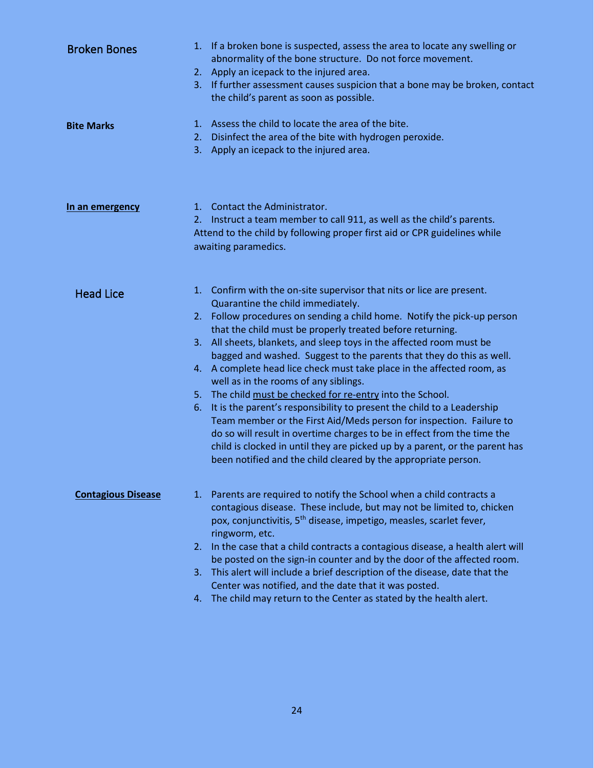### Broken Bones

1. If a broken bone is suspected, assess the area to locate any swelling or abnormality of the bone structure. Do not force movement.
2. Apply an icepack to the injured area.
3. If further assessment causes suspicion that a bone may be broken, contact the child's parent as soon as possible.

### Bite Marks

1. Assess the child to locate the area of the bite.
2. Disinfect the area of the bite with hydrogen peroxide.
3. Apply an icepack to the injured area.

### In an emergency

1. Contact the Administrator.
2. Instruct a team member to call 911, as well as the child's parents.

Attend to the child by following proper first aid or CPR guidelines while awaiting paramedics.

### Head Lice

1. Confirm with the on-site supervisor that nits or lice are present. Quarantine the child immediately.
2. Follow procedures on sending a child home. Notify the pick-up person that the child must be properly treated before returning.
3. All sheets, blankets, and sleep toys in the affected room must be bagged and washed. Suggest to the parents that they do this as well.
4. A complete head lice check must take place in the affected room, as well as in the rooms of any siblings.
5. The child must be checked for re-entry into the School.
6. It is the parent's responsibility to present the child to a Leadership Team member or the First Aid/Meds person for inspection. Failure to do so will result in overtime charges to be in effect from the time the child is clocked in until they are picked up by a parent, or the parent has been notified and the child cleared by the appropriate person.

### Contagious Disease

1. Parents are required to notify the School when a child contracts a contagious disease. These include, but may not be limited to, chicken pox, conjunctivitis, 5th disease, impetigo, measles, scarlet fever, ringworm, etc.
2. In the case that a child contracts a contagious disease, a health alert will be posted on the sign-in counter and by the door of the affected room.
3. This alert will include a brief description of the disease, date that the Center was notified, and the date that it was posted.
4. The child may return to the Center as stated by the health alert.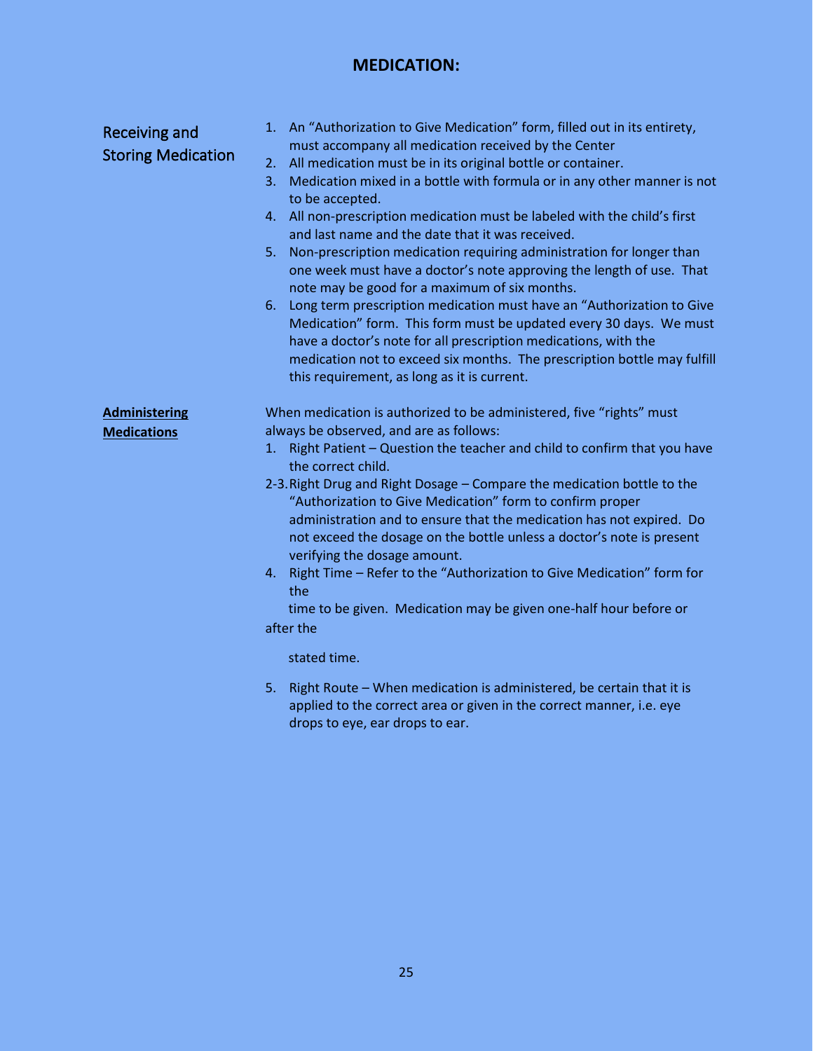## MEDICATION:

### Receiving and Storing Medication

1. An "Authorization to Give Medication" form, filled out in its entirety, must accompany all medication received by the Center
2. All medication must be in its original bottle or container.
3. Medication mixed in a bottle with formula or in any other manner is not to be accepted.
4. All non-prescription medication must be labeled with the child's first and last name and the date that it was received.
5. Non-prescription medication requiring administration for longer than one week must have a doctor's note approving the length of use. That note may be good for a maximum of six months.
6. Long term prescription medication must have an "Authorization to Give Medication" form. This form must be updated every 30 days. We must have a doctor's note for all prescription medications, with the medication not to exceed six months. The prescription bottle may fulfill this requirement, as long as it is current.

### Administering Medications

When medication is authorized to be administered, five "rights" must always be observed, and are as follows:

1. Right Patient – Question the teacher and child to confirm that you have the correct child.

2-3. Right Drug and Right Dosage – Compare the medication bottle to the "Authorization to Give Medication" form to confirm proper administration and to ensure that the medication has not expired. Do not exceed the dosage on the bottle unless a doctor's note is present verifying the dosage amount.

4. Right Time – Refer to the "Authorization to Give Medication" form for the time to be given. Medication may be given one-half hour before or after the stated time.
5. Right Route – When medication is administered, be certain that it is applied to the correct area or given in the correct manner, i.e. eye drops to eye, ear drops to ear.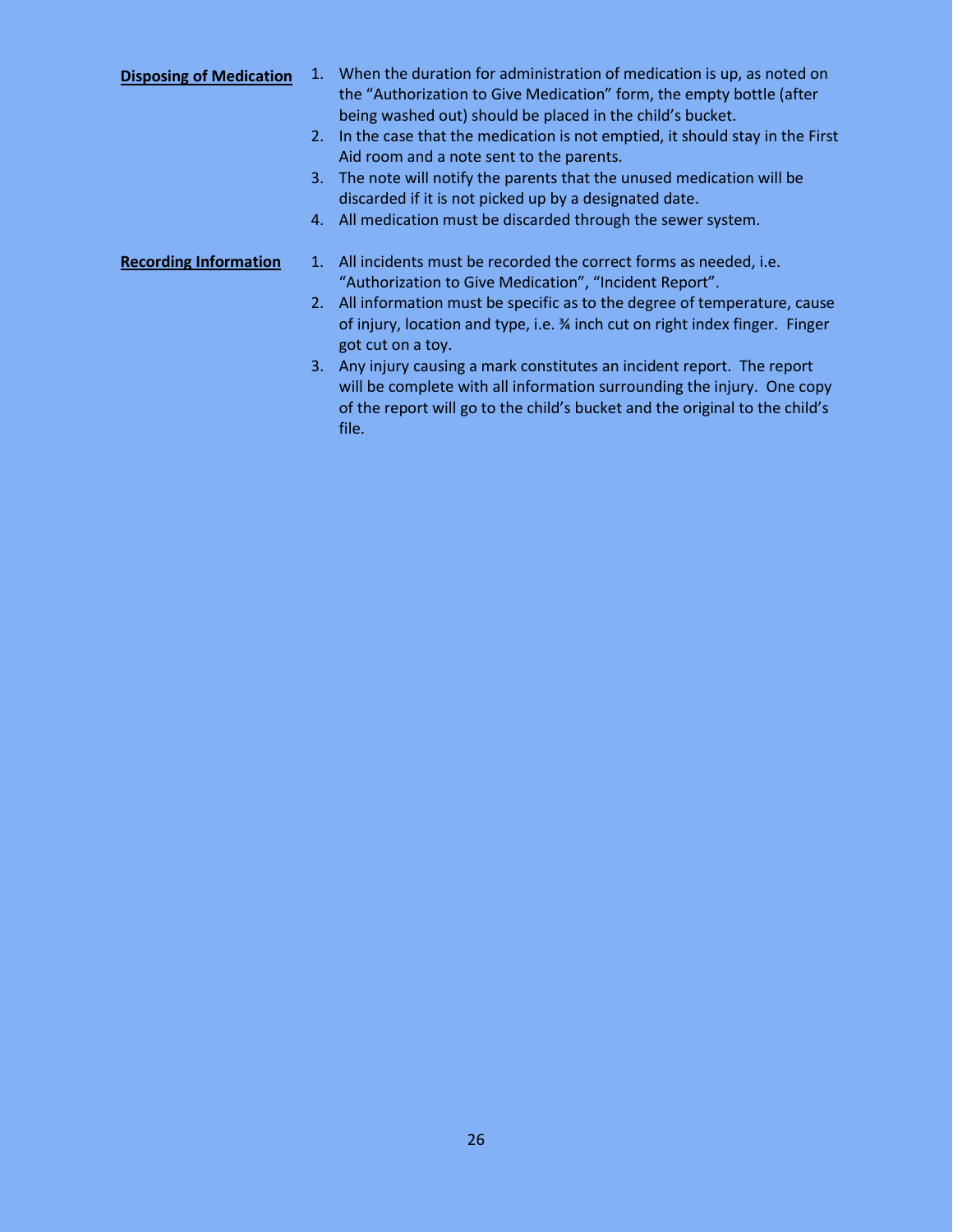**Disposing of Medication**

1. When the duration for administration of medication is up, as noted on the "Authorization to Give Medication" form, the empty bottle (after being washed out) should be placed in the child's bucket.
2. In the case that the medication is not emptied, it should stay in the First Aid room and a note sent to the parents.
3. The note will notify the parents that the unused medication will be discarded if it is not picked up by a designated date.
4. All medication must be discarded through the sewer system.

**Recording Information**

1. All incidents must be recorded the correct forms as needed, i.e. "Authorization to Give Medication", "Incident Report".
2. All information must be specific as to the degree of temperature, cause of injury, location and type, i.e. ¾ inch cut on right index finger. Finger got cut on a toy.
3. Any injury causing a mark constitutes an incident report. The report will be complete with all information surrounding the injury. One copy of the report will go to the child's bucket and the original to the child's file.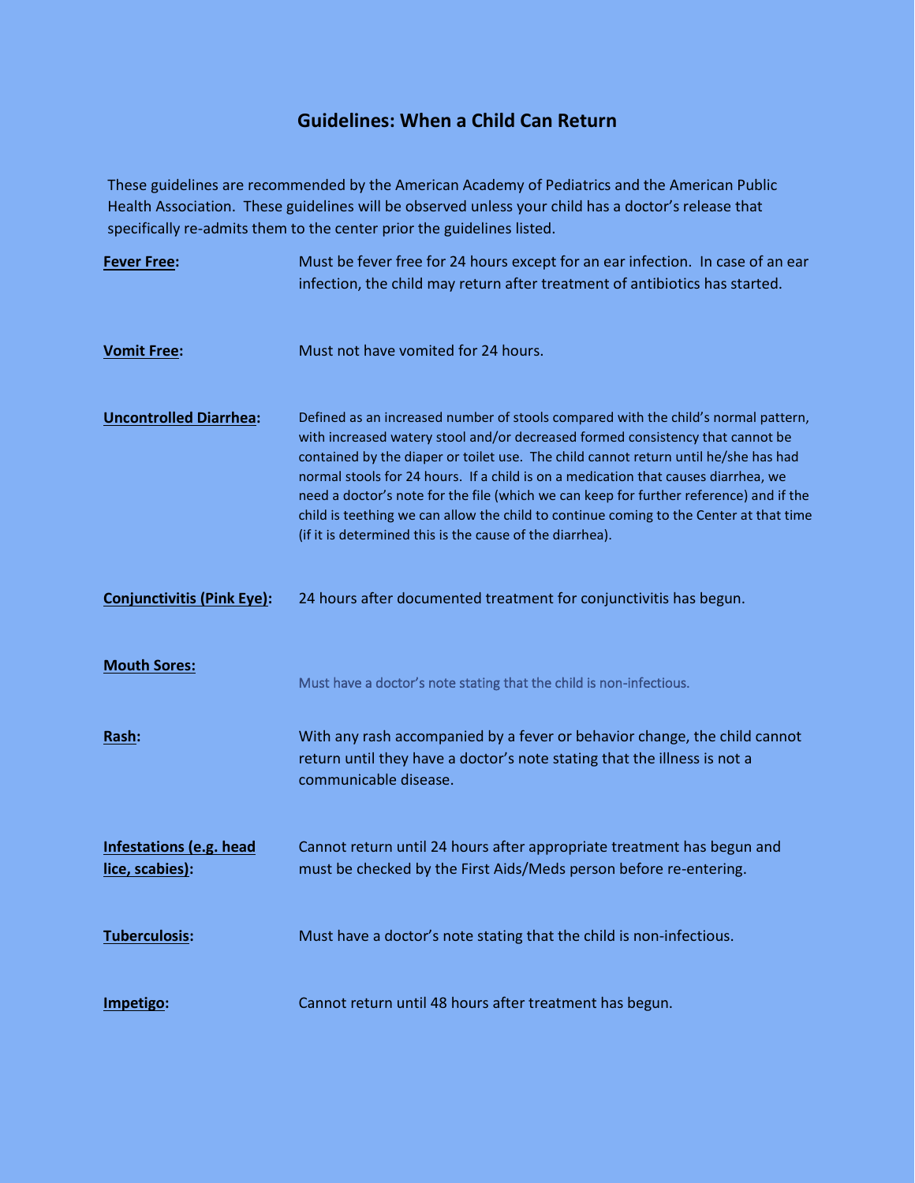## Guidelines: When a Child Can Return

These guidelines are recommended by the American Academy of Pediatrics and the American Public Health Association. These guidelines will be observed unless your child has a doctor's release that specifically re-admits them to the center prior the guidelines listed.

**Fever Free:** Must be fever free for 24 hours except for an ear infection. In case of an ear infection, the child may return after treatment of antibiotics has started.

**Vomit Free:** Must not have vomited for 24 hours.

**Uncontrolled Diarrhea:** Defined as an increased number of stools compared with the child's normal pattern, with increased watery stool and/or decreased formed consistency that cannot be contained by the diaper or toilet use. The child cannot return until he/she has had normal stools for 24 hours. If a child is on a medication that causes diarrhea, we need a doctor's note for the file (which we can keep for further reference) and if the child is teething we can allow the child to continue coming to the Center at that time (if it is determined this is the cause of the diarrhea).

**Conjunctivitis (Pink Eye):** 24 hours after documented treatment for conjunctivitis has begun.

**Mouth Sores:** Must have a doctor's note stating that the child is non-infectious.

**Rash:** With any rash accompanied by a fever or behavior change, the child cannot return until they have a doctor's note stating that the illness is not a communicable disease.

**Infestations (e.g. head lice, scabies):** Cannot return until 24 hours after appropriate treatment has begun and must be checked by the First Aids/Meds person before re-entering.

**Tuberculosis:** Must have a doctor's note stating that the child is non-infectious.

**Impetigo:** Cannot return until 48 hours after treatment has begun.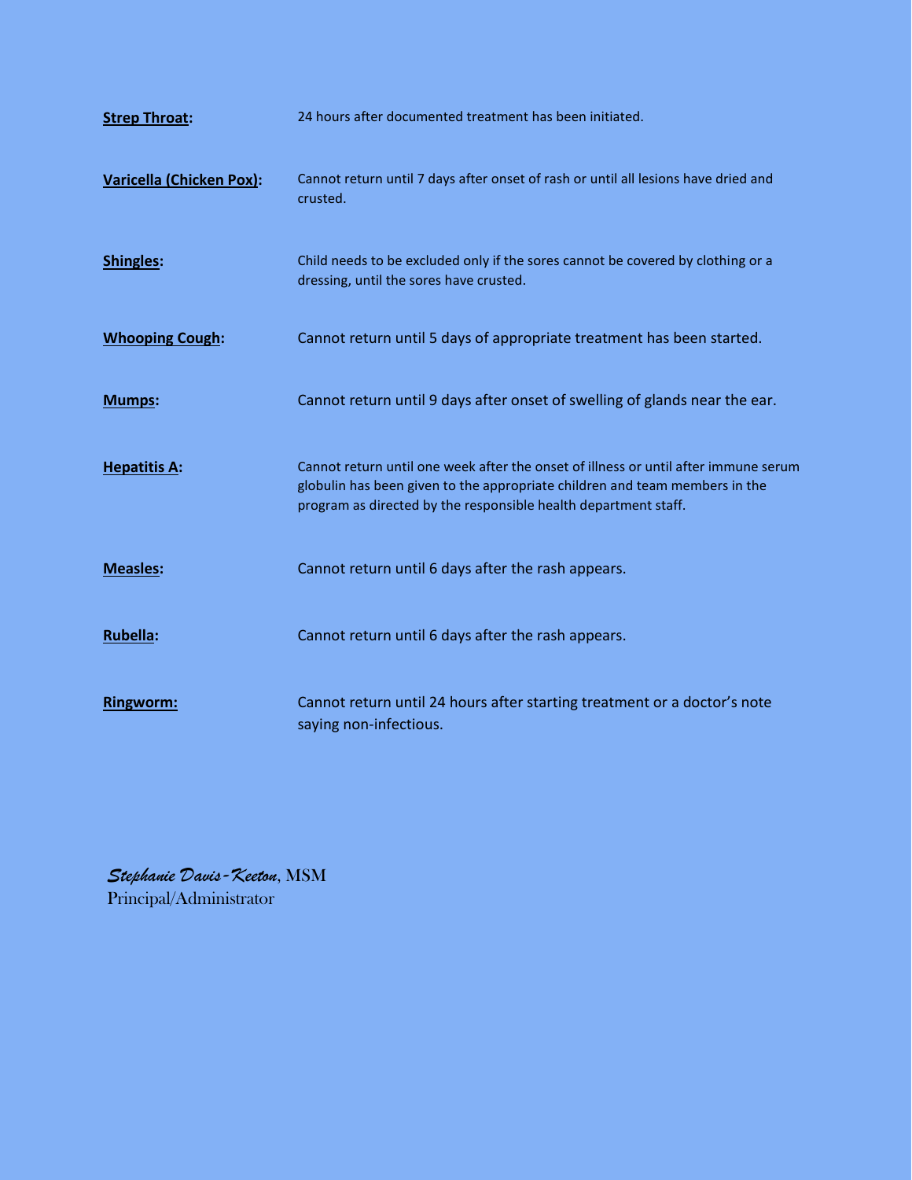**Strep Throat:** 24 hours after documented treatment has been initiated.

**Varicella (Chicken Pox):** Cannot return until 7 days after onset of rash or until all lesions have dried and crusted.

**Shingles:** Child needs to be excluded only if the sores cannot be covered by clothing or a dressing, until the sores have crusted.

**Whooping Cough:** Cannot return until 5 days of appropriate treatment has been started.

**Mumps:** Cannot return until 9 days after onset of swelling of glands near the ear.

**Hepatitis A:** Cannot return until one week after the onset of illness or until after immune serum globulin has been given to the appropriate children and team members in the program as directed by the responsible health department staff.

**Measles:** Cannot return until 6 days after the rash appears.

**Rubella:** Cannot return until 6 days after the rash appears.

**Ringworm:** Cannot return until 24 hours after starting treatment or a doctor's note saying non-infectious.

*Stephanie Davis-Keeton*, MSM
Principal/Administrator